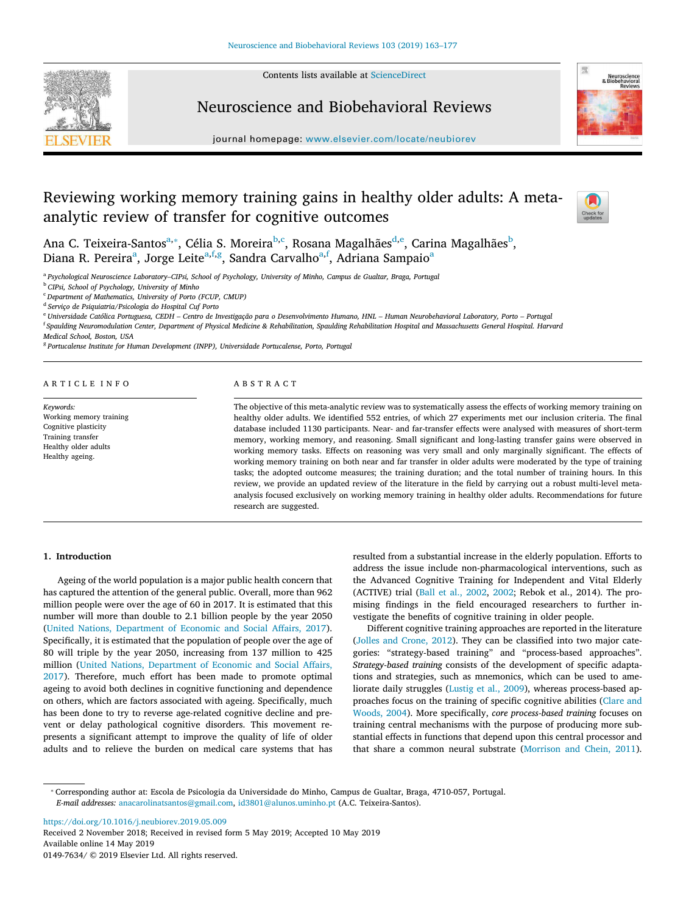# Reviewing working memory training gains in healthy older adults: A meta-analytic review of transfer for cognitive outcomes

Ana C. Teixeira-Santos[a,*], Célia S. Moreira[b,c], Rosana Magalhães[d,e], Carina Magalhães[b], Diana R. Pereira[a], Jorge Leite[a,f,g], Sandra Carvalho[a,f], Adriana Sampaio[a]

[a] Psychological Neuroscience Laboratory–CIPsi, School of Psychology, University of Minho, Campus de Gualtar, Braga, Portugal
[b] CIPsi, School of Psychology, University of Minho
[c] Department of Mathematics, University of Porto (FCUP, CMUP)
[d] Serviço de Psiquiatria/Psicologia do Hospital Cuf Porto
[e] Universidade Católica Portuguesa, CEDH – Centro de Investigação para o Desenvolvimento Humano, HNL – Human Neurobehavioral Laboratory, Porto – Portugal
[f] Spaulding Neuromodulation Center, Department of Physical Medicine & Rehabilitation, Spaulding Rehabilitation Hospital and Massachusetts General Hospital. Harvard Medical School, Boston, USA
[g] Portucalense Institute for Human Development (INPP), Universidade Portucalense, Porto, Portugal

## ARTICLE INFO

*Keywords:*
Working memory training
Cognitive plasticity
Training transfer
Healthy older adults
Healthy ageing.

## ABSTRACT

The objective of this meta-analytic review was to systematically assess the effects of working memory training on healthy older adults. We identified 552 entries, of which 27 experiments met our inclusion criteria. The final database included 1130 participants. Near- and far-transfer effects were analysed with measures of short-term memory, working memory, and reasoning. Small significant and long-lasting transfer gains were observed in working memory tasks. Effects on reasoning was very small and only marginally significant. The effects of working memory training on both near and far transfer in older adults were moderated by the type of training tasks; the adopted outcome measures; the training duration; and the total number of training hours. In this review, we provide an updated review of the literature in the field by carrying out a robust multi-level meta-analysis focused exclusively on working memory training in healthy older adults. Recommendations for future research are suggested.

## 1. Introduction

Ageing of the world population is a major public health concern that has captured the attention of the general public. Overall, more than 962 million people were over the age of 60 in 2017. It is estimated that this number will more than double to 2.1 billion people by the year 2050 (United Nations, Department of Economic and Social Affairs, 2017). Specifically, it is estimated that the population of people over the age of 80 will triple by the year 2050, increasing from 137 million to 425 million (United Nations, Department of Economic and Social Affairs, 2017). Therefore, much effort has been made to promote optimal ageing to avoid both declines in cognitive functioning and dependence on others, which are factors associated with ageing. Specifically, much has been done to try to reverse age-related cognitive decline and prevent or delay pathological cognitive disorders. This movement represents a significant attempt to improve the quality of life of older adults and to relieve the burden on medical care systems that has resulted from a substantial increase in the elderly population. Efforts to address the issue include non-pharmacological interventions, such as the Advanced Cognitive Training for Independent and Vital Elderly (ACTIVE) trial (Ball et al., 2002, 2002; Rebok et al., 2014). The promising findings in the field encouraged researchers to further investigate the benefits of cognitive training in older people.

Different cognitive training approaches are reported in the literature (Jolles and Crone, 2012). They can be classified into two major categories: "strategy-based training" and "process-based approaches". *Strategy-based training* consists of the development of specific adaptations and strategies, such as mnemonics, which can be used to ameliorate daily struggles (Lustig et al., 2009), whereas process-based approaches focus on the training of specific cognitive abilities (Clare and Woods, 2004). More specifically, *core process-based training* focuses on training central mechanisms with the purpose of producing more substantial effects in functions that depend upon this central processor and that share a common neural substrate (Morrison and Chein, 2011).

* Corresponding author at: Escola de Psicologia da Universidade do Minho, Campus de Gualtar, Braga, 4710-057, Portugal.
*E-mail addresses:* anacarolinatsantos@gmail.com, id3801@alunos.uminho.pt (A.C. Teixeira-Santos).

https://doi.org/10.1016/j.neubiorev.2019.05.009
Received 2 November 2018; Received in revised form 5 May 2019; Accepted 10 May 2019
Available online 14 May 2019
0149-7634/ © 2019 Elsevier Ltd. All rights reserved.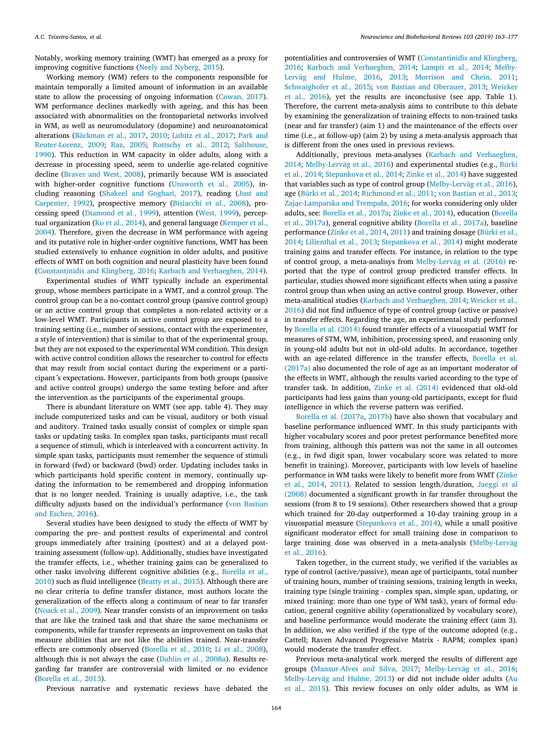Notably, working memory training (WMT) has emerged as a proxy for improving cognitive functions (Neely and Nyberg, 2015).

Working memory (WM) refers to the components responsible for maintain temporally a limited amount of information in an available state to allow the processing of ongoing information (Cowan, 2017). WM performance declines markedly with ageing, and this has been associated with abnormalities on the frontoparietal networks involved in WM, as well as neuromodulatory (dopamine) and neuroanatomical alterations (Bäckman et al., 2017, 2010; Lubitz et al., 2017; Park and Reuter-Lorenz, 2009; Raz, 2005; Rottschy et al., 2012; Salthouse, 1990). This reduction in WM capacity in older adults, along with a decrease in processing speed, seem to underlie age-related cognitive decline (Braver and West, 2008), primarily because WM is associated with higher-order cognitive functions (Unsworth et al., 2005), including reasoning (Shakeel and Goghari, 2017), reading (Just and Carpenter, 1992), prospective memory (Bisiacchi et al., 2008), processing speed (Diamond et al., 1999), attention (West, 1999), perceptual organization (Ko et al., 2014), and general language (Kemper et al., 2004). Therefore, given the decrease in WM performance with ageing and its putative role in higher-order cognitive functions, WMT has been studied extensively to enhance cognition in older adults, and positive effects of WMT on both cognition and neural plasticity have been found (Constantinidis and Klingberg, 2016; Karbach and Verhaeghen, 2014).

Experimental studies of WMT typically include an experimental group, whose members participate in a WMT, and a control group. The control group can be a no-contact control group (passive control group) or an active control group that completes a non-related activity or a low-level WMT. Participants in active control group are exposed to a training setting (i.e., number of sessions, contact with the experimenter, a style of intervention) that is similar to that of the experimental group, but they are not exposed to the experimental WM condition. This design with active control condition allows the researcher to control for effects that may result from social contact during the experiment or a participant´s expectations. However, participants from both groups (passive and active control groups) undergo the same testing before and after the intervention as the participants of the experimental groups.

There is abundant literature on WMT (see app. table 4). They may include computerized tasks and can be visual, auditory or both visual and auditory. Trained tasks usually consist of complex or simple span tasks or updating tasks. In complex span tasks, participants must recall a sequence of stimuli, which is interleaved with a concurrent activity. In simple span tasks, participants must remember the sequence of stimuli in forward (fwd) or backward (bwd) order. Updating includes tasks in which participants hold specific content in memory, continually updating the information to be remembered and dropping information that is no longer needed. Training is usually adaptive, i.e., the task difficulty adjusts based on the individual's performance (von Bastian and Eschen, 2016).

Several studies have been designed to study the effects of WMT by comparing the pre- and posttest results of experimental and control groups immediately after training (posttest) and at a delayed post-training assessment (follow-up). Additionally, studies have investigated the transfer effects, i.e., whether training gains can be generalized to other tasks involving different cognitive abilities (e.g., Borella et al., 2010) such as fluid intelligence (Beatty et al., 2015). Although there are no clear criteria to define transfer distance, most authors locate the generalization of the effects along a continuum of near to far transfer (Noack et al., 2009). Near transfer consists of an improvement on tasks that are like the trained task and that share the same mechanisms or components, while far transfer represents an improvement on tasks that measure abilities that are not like the abilities trained. Near-transfer effects are commonly observed (Borella et al., 2010; Li et al., 2008), although this is not always the case (Dahlin et al., 2008a). Results regarding far transfer are controversial with limited or no evidence (Borella et al., 2013).

Previous narrative and systematic reviews have debated the potentialities and controversies of WMT (Constantinidis and Klingberg, 2016; Karbach and Verhaeghen, 2014; Lampit et al., 2014; Melby-Lervåg and Hulme, 2016, 2013; Morrison and Chein, 2011; Schwaighofer et al., 2015; von Bastian and Oberauer, 2013; Weicker et al., 2016), yet the results are inconclusive (see app. Table 1). Therefore, the current meta-analysis aims to contribute to this debate by examining the generalization of training effects to non-trained tasks (near and far transfer) (aim 1) and the maintenance of the effects over time (i.e., at follow-up) (aim 2) by using a meta-analysis approach that is different from the ones used in previous reviews.

Additionally, previous meta-analyses (Karbach and Verhaeghen, 2014; Melby-Lervåg et al., 2016) and experimental studies (e.g., Bürki et al., 2014; Stepankova et al., 2014; Zinke et al., 2014) have suggested that variables such as type of control group (Melby-Lervåg et al., 2016), age (Bürki et al., 2014; Richmond et al., 2011; von Bastian et al., 2013; Zając-Lamparska and Trempała, 2016; for works considering only older adults, see: Borella et al., 2017a; Zinke et al., 2014), education (Borella et al., 2017a), general cognitive ability (Borella et al., 2017a), baseline performance (Zinke et al., 2014, 2011) and training dosage (Bürki et al., 2014; Lilienthal et al., 2013; Stepankova et al., 2014) might moderate training gains and transfer effects. For instance, in relation to the type of control group, a meta-analisys from Melby-Lervåg et al. (2016) reported that the type of control group predicted transfer effects. In particular, studies showed more significant effects when using a passive control group than when using an active control group. However, other meta-analitical studies (Karbach and Verhaeghen, 2014; Weicker et al., 2016) did not find influence of type of control group (active or passive) in transfer effects. Regarding the age, an experimental study performed by Borella et al. (2014) found transfer effects of a visuospatial WMT for measures of STM, WM, inhibition, processing speed, and reasoning only in young-old adults but not in old-old adults. In accordance, together with an age-related difference in the transfer effects, Borella et al. (2017a) also documented the role of age as an important moderator of the effects in WMT, although the results varied according to the type of transfer task. In addition, Zinke et al. (2014) evidenced that old-old participants had less gains than young-old participants, except for fluid intelligence in which the reverse pattern was verified.

Borella et al. (2017a, 2017b) have also shown that vocabulary and baseline performance influenced WMT. In this study participants with higher vocabulary scores and poor pretest performance benefited more from training, although this pattern was not the same in all outcomes (e.g., in fwd digit span, lower vocabulary score was related to more benefit in training). Moreover, participants with low levels of baseline performance in WM tasks were likely to benefit more from WMT (Zinke et al., 2014, 2011). Related to session length/duration, Jaeggi et al (2008) documented a significant growth in far transfer throughout the sessions (from 8 to 19 sessions). Other researchers showed that a group which trained for 20-day outperformed a 10-day training group in a visuospatial measure (Stepankova et al., 2014), while a small positive significant moderator effect for small training dose in comparison to large training dose was observed in a meta-analysis (Melby-Lervåg et al., 2016).

Taken together, in the current study, we verified if the variables as type of control (active/passive), mean age of participants, total number of training hours, number of training sessions, training length in weeks, training type (single training - complex span, simple span, updating, or mixed training: more than one type of WM task), years of formal education, general cognitive ability (operationalized by vocabulary score), and baseline performance would moderate the training effect (aim 3). In addition, we also verified if the type of the outcome adopted (e.g., Cattell; Raven Advanced Progressive Matrix - RAPM; complex span) would moderate the transfer effect.

Previous meta-analytical work merged the results of different age groups (Mansur-Alves and Silva, 2017; Melby-Lervåg et al., 2016; Melby-Lervåg and Hulme, 2013) or did not include older adults (Au et al., 2015). This review focuses on only older adults, as WM is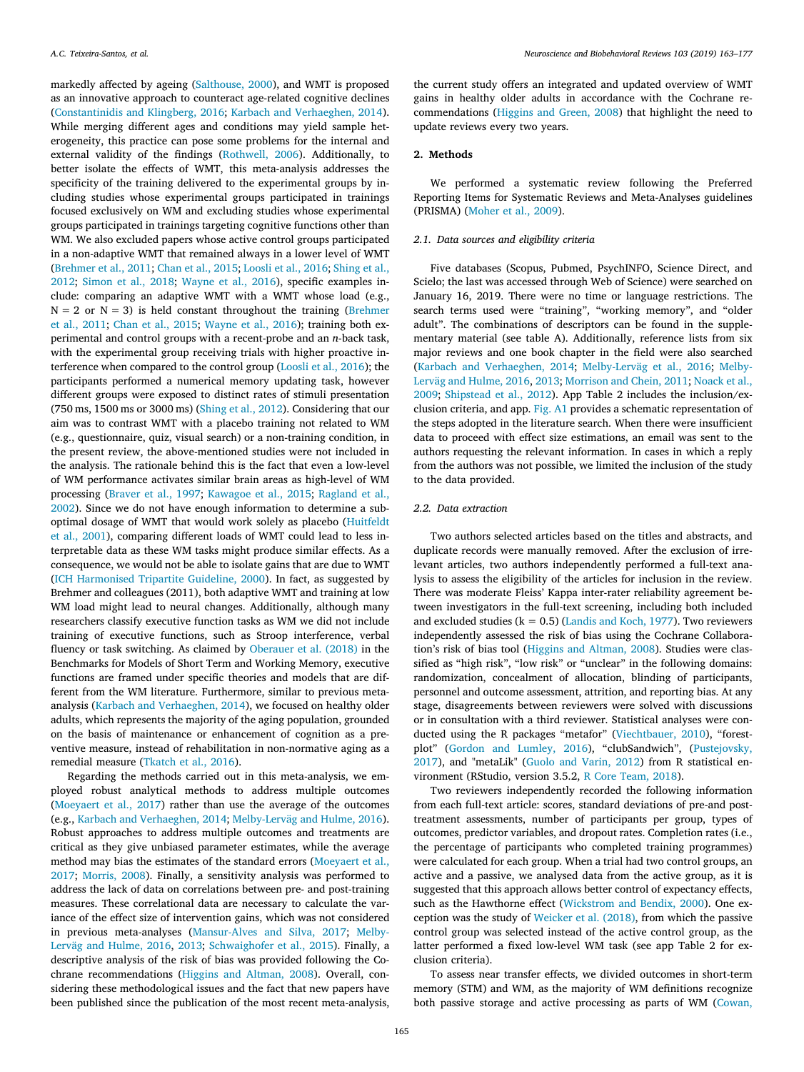markedly affected by ageing (Salthouse, 2000), and WMT is proposed as an innovative approach to counteract age-related cognitive declines (Constantinidis and Klingberg, 2016; Karbach and Verhaeghen, 2014). While merging different ages and conditions may yield sample heterogeneity, this practice can pose some problems for the internal and external validity of the findings (Rothwell, 2006). Additionally, to better isolate the effects of WMT, this meta-analysis addresses the specificity of the training delivered to the experimental groups by including studies whose experimental groups participated in trainings focused exclusively on WM and excluding studies whose experimental groups participated in trainings targeting cognitive functions other than WM. We also excluded papers whose active control groups participated in a non-adaptive WMT that remained always in a lower level of WMT (Brehmer et al., 2011; Chan et al., 2015; Loosli et al., 2016; Shing et al., 2012; Simon et al., 2018; Wayne et al., 2016), specific examples include: comparing an adaptive WMT with a WMT whose load (e.g., N = 2 or N = 3) is held constant throughout the training (Brehmer et al., 2011; Chan et al., 2015; Wayne et al., 2016); training both experimental and control groups with a recent-probe and an *n*-back task, with the experimental group receiving trials with higher proactive interference when compared to the control group (Loosli et al., 2016); the participants performed a numerical memory updating task, however different groups were exposed to distinct rates of stimuli presentation (750 ms, 1500 ms or 3000 ms) (Shing et al., 2012). Considering that our aim was to contrast WMT with a placebo training not related to WM (e.g., questionnaire, quiz, visual search) or a non-training condition, in the present review, the above-mentioned studies were not included in the analysis. The rationale behind this is the fact that even a low-level of WM performance activates similar brain areas as high-level of WM processing (Braver et al., 1997; Kawagoe et al., 2015; Ragland et al., 2002). Since we do not have enough information to determine a sub-optimal dosage of WMT that would work solely as placebo (Huitfeldt et al., 2001), comparing different loads of WMT could lead to less interpretable data as these WM tasks might produce similar effects. As a consequence, we would not be able to isolate gains that are due to WMT (ICH Harmonised Tripartite Guideline, 2000). In fact, as suggested by Brehmer and colleagues (2011), both adaptive WMT and training at low WM load might lead to neural changes. Additionally, although many researchers classify executive function tasks as WM we did not include training of executive functions, such as Stroop interference, verbal fluency or task switching. As claimed by Oberauer et al. (2018) in the Benchmarks for Models of Short Term and Working Memory, executive functions are framed under specific theories and models that are different from the WM literature. Furthermore, similar to previous meta-analysis (Karbach and Verhaeghen, 2014), we focused on healthy older adults, which represents the majority of the aging population, grounded on the basis of maintenance or enhancement of cognition as a preventive measure, instead of rehabilitation in non-normative aging as a remedial measure (Tkatch et al., 2016).

Regarding the methods carried out in this meta-analysis, we employed robust analytical methods to address multiple outcomes (Moeyaert et al., 2017) rather than use the average of the outcomes (e.g., Karbach and Verhaeghen, 2014; Melby-Lervåg and Hulme, 2016). Robust approaches to address multiple outcomes and treatments are critical as they give unbiased parameter estimates, while the average method may bias the estimates of the standard errors (Moeyaert et al., 2017; Morris, 2008). Finally, a sensitivity analysis was performed to address the lack of data on correlations between pre- and post-training measures. These correlational data are necessary to calculate the variance of the effect size of intervention gains, which was not considered in previous meta-analyses (Mansur-Alves and Silva, 2017; Melby-Lervåg and Hulme, 2016, 2013; Schwaighofer et al., 2015). Finally, a descriptive analysis of the risk of bias was provided following the Cochrane recommendations (Higgins and Altman, 2008). Overall, considering these methodological issues and the fact that new papers have been published since the publication of the most recent meta-analysis, the current study offers an integrated and updated overview of WMT gains in healthy older adults in accordance with the Cochrane recommendations (Higgins and Green, 2008) that highlight the need to update reviews every two years.

## 2. Methods

We performed a systematic review following the Preferred Reporting Items for Systematic Reviews and Meta-Analyses guidelines (PRISMA) (Moher et al., 2009).

### 2.1. Data sources and eligibility criteria

Five databases (Scopus, Pubmed, PsychINFO, Science Direct, and Scielo; the last was accessed through Web of Science) were searched on January 16, 2019. There were no time or language restrictions. The search terms used were "training", "working memory", and "older adult". The combinations of descriptors can be found in the supplementary material (see table A). Additionally, reference lists from six major reviews and one book chapter in the field were also searched (Karbach and Verhaeghen, 2014; Melby-Lervåg et al., 2016; Melby-Lervåg and Hulme, 2016, 2013; Morrison and Chein, 2011; Noack et al., 2009; Shipstead et al., 2012). App Table 2 includes the inclusion/exclusion criteria, and app. Fig. A1 provides a schematic representation of the steps adopted in the literature search. When there were insufficient data to proceed with effect size estimations, an email was sent to the authors requesting the relevant information. In cases in which a reply from the authors was not possible, we limited the inclusion of the study to the data provided.

### 2.2. Data extraction

Two authors selected articles based on the titles and abstracts, and duplicate records were manually removed. After the exclusion of irrelevant articles, two authors independently performed a full-text analysis to assess the eligibility of the articles for inclusion in the review. There was moderate Fleiss' Kappa inter-rater reliability agreement between investigators in the full-text screening, including both included and excluded studies (k = 0.5) (Landis and Koch, 1977). Two reviewers independently assessed the risk of bias using the Cochrane Collaboration's risk of bias tool (Higgins and Altman, 2008). Studies were classified as "high risk", "low risk" or "unclear" in the following domains: randomization, concealment of allocation, blinding of participants, personnel and outcome assessment, attrition, and reporting bias. At any stage, disagreements between reviewers were solved with discussions or in consultation with a third reviewer. Statistical analyses were conducted using the R packages "metafor" (Viechtbauer, 2010), "forestplot" (Gordon and Lumley, 2016), "clubSandwich", (Pustejovsky, 2017), and "metaLik" (Guolo and Varin, 2012) from R statistical environment (RStudio, version 3.5.2, R Core Team, 2018).

Two reviewers independently recorded the following information from each full-text article: scores, standard deviations of pre-and post-treatment assessments, number of participants per group, types of outcomes, predictor variables, and dropout rates. Completion rates (i.e., the percentage of participants who completed training programmes) were calculated for each group. When a trial had two control groups, an active and a passive, we analysed data from the active group, as it is suggested that this approach allows better control of expectancy effects, such as the Hawthorne effect (Wickstrom and Bendix, 2000). One exception was the study of Weicker et al. (2018), from which the passive control group was selected instead of the active control group, as the latter performed a fixed low-level WM task (see app Table 2 for exclusion criteria).

To assess near transfer effects, we divided outcomes in short-term memory (STM) and WM, as the majority of WM definitions recognize both passive storage and active processing as parts of WM (Cowan,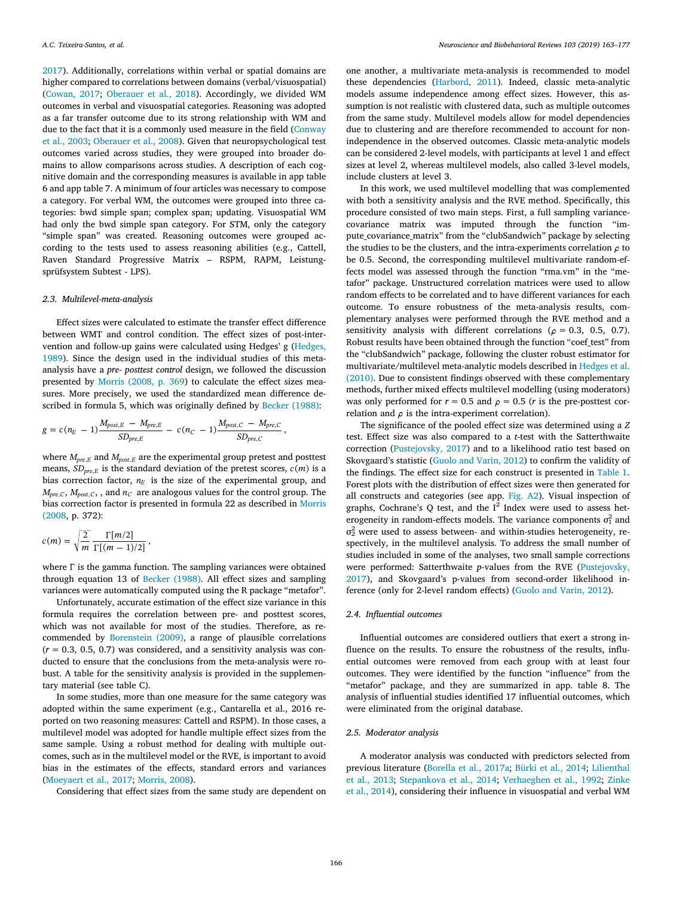2017). Additionally, correlations within verbal or spatial domains are higher compared to correlations between domains (verbal/visuospatial) (Cowan, 2017; Oberauer et al., 2018). Accordingly, we divided WM outcomes in verbal and visuospatial categories. Reasoning was adopted as a far transfer outcome due to its strong relationship with WM and due to the fact that it is a commonly used measure in the field (Conway et al., 2003; Oberauer et al., 2008). Given that neuropsychological test outcomes varied across studies, they were grouped into broader domains to allow comparisons across studies. A description of each cognitive domain and the corresponding measures is available in app table 6 and app table 7. A minimum of four articles was necessary to compose a category. For verbal WM, the outcomes were grouped into three categories: bwd simple span; complex span; updating. Visuospatial WM had only the bwd simple span category. For STM, only the category "simple span" was created. Reasoning outcomes were grouped according to the tests used to assess reasoning abilities (e.g., Cattell, Raven Standard Progressive Matrix – RSPM, RAPM, Leistungsprüfsystem Subtest - LPS).

### 2.3. Multilevel-meta-analysis

Effect sizes were calculated to estimate the transfer effect difference between WMT and control condition. The effect sizes of post-intervention and follow-up gains were calculated using Hedges' g (Hedges, 1989). Since the design used in the individual studies of this meta-analysis have a *pre- posttest control* design, we followed the discussion presented by Morris (2008, p. 369) to calculate the effect sizes measures. More precisely, we used the standardized mean difference described in formula 5, which was originally defined by Becker (1988):

$$g = c(n_E - 1)\frac{M_{post,E} - M_{pre,E}}{SD_{pre,E}} - c(n_C - 1)\frac{M_{post,C} - M_{pre,C}}{SD_{pre,C}},$$

where $M_{pre,E}$ and $M_{post,E}$ are the experimental group pretest and posttest means, $SD_{pre,E}$ is the standard deviation of the pretest scores, $c(m)$ is a bias correction factor, $n_E$ is the size of the experimental group, and $M_{pre,C}$, $M_{post,C}$, , and $n_C$ are analogous values for the control group. The bias correction factor is presented in formula 22 as described in Morris (2008, p. 372):

$$c(m) = \sqrt{\frac{2}{m}}\frac{\Gamma[m/2]}{\Gamma[(m-1)/2]},$$

where Γ is the gamma function. The sampling variances were obtained through equation 13 of Becker (1988). All effect sizes and sampling variances were automatically computed using the R package "metafor".

Unfortunately, accurate estimation of the effect size variance in this formula requires the correlation between pre- and posttest scores, which was not available for most of the studies. Therefore, as recommended by Borenstein (2009), a range of plausible correlations ($r$ = 0.3, 0.5, 0.7) was considered, and a sensitivity analysis was conducted to ensure that the conclusions from the meta-analysis were robust. A table for the sensitivity analysis is provided in the supplementary material (see table C).

In some studies, more than one measure for the same category was adopted within the same experiment (e.g., Cantarella et al., 2016 reported on two reasoning measures: Cattell and RSPM). In those cases, a multilevel model was adopted for handle multiple effect sizes from the same sample. Using a robust method for dealing with multiple outcomes, such as in the multilevel model or the RVE, is important to avoid bias in the estimates of the effects, standard errors and variances (Moeyaert et al., 2017; Morris, 2008).

Considering that effect sizes from the same study are dependent on one another, a multivariate meta-analysis is recommended to model these dependencies (Harbord, 2011). Indeed, classic meta-analytic models assume independence among effect sizes. However, this assumption is not realistic with clustered data, such as multiple outcomes from the same study. Multilevel models allow for model dependencies due to clustering and are therefore recommended to account for non-independence in the observed outcomes. Classic meta-analytic models can be considered 2-level models, with participants at level 1 and effect sizes at level 2, whereas multilevel models, also called 3-level models, include clusters at level 3.

In this work, we used multilevel modelling that was complemented with both a sensitivity analysis and the RVE method. Specifically, this procedure consisted of two main steps. First, a full sampling variance-covariance matrix was imputed through the function "impute_covariance_matrix" from the "clubSandwich" package by selecting the studies to be the clusters, and the intra-experiments correlation $\rho$ to be 0.5. Second, the corresponding multilevel multivariate random-effects model was assessed through the function "rma.vm" in the "metafor" package. Unstructured correlation matrices were used to allow random effects to be correlated and to have different variances for each outcome. To ensure robustness of the meta-analysis results, complementary analyses were performed through the RVE method and a sensitivity analysis with different correlations ($\rho$ = 0.3, 0.5, 0.7). Robust results have been obtained through the function "coef_test" from the "clubSandwich" package, following the cluster robust estimator for multivariate/multilevel meta-analytic models described in Hedges et al. (2010). Due to consistent findings observed with these complementary methods, further mixed effects multilevel modelling (using moderators) was only performed for $r$ = 0.5 and $\rho$ = 0.5 ($r$ is the pre-posttest correlation and $\rho$ is the intra-experiment correlation).

The significance of the pooled effect size was determined using a $Z$ test. Effect size was also compared to a $t$-test with the Satterthwaite correction (Pustejovsky, 2017) and to a likelihood ratio test based on Skovgaard's statistic (Guolo and Varin, 2012) to confirm the validity of the findings. The effect size for each construct is presented in Table 1. Forest plots with the distribution of effect sizes were then generated for all constructs and categories (see app. Fig. A2). Visual inspection of graphs, Cochrane's Q test, and the $I^2$ Index were used to assess heterogeneity in random-effects models. The variance components $\sigma_1^2$ and $\sigma_2^2$ were used to assess between- and within-studies heterogeneity, respectively, in the multilevel analysis. To address the small number of studies included in some of the analyses, two small sample corrections were performed: Satterthwaite $p$-values from the RVE (Pustejovsky, 2017), and Skovgaard's p-values from second-order likelihood inference (only for 2-level random effects) (Guolo and Varin, 2012).

### 2.4. Influential outcomes

Influential outcomes are considered outliers that exert a strong influence on the results. To ensure the robustness of the results, influential outcomes were removed from each group with at least four outcomes. They were identified by the function "influence" from the "metafor" package, and they are summarized in app. table 8. The analysis of influential studies identified 17 influential outcomes, which were eliminated from the original database.

### 2.5. Moderator analysis

A moderator analysis was conducted with predictors selected from previous literature (Borella et al., 2017a; Bürki et al., 2014; Lilienthal et al., 2013; Stepankova et al., 2014; Verhaeghen et al., 1992; Zinke et al., 2014), considering their influence in visuospatial and verbal WM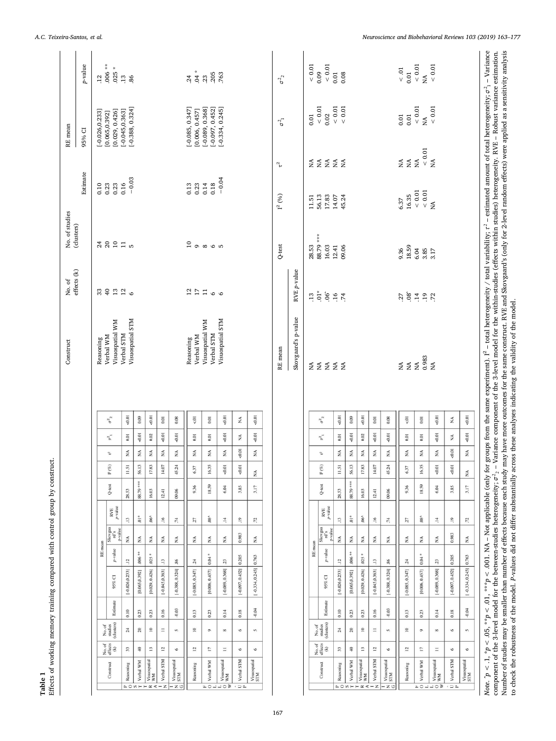**Table 1**
Effects of working memory training compared with control group by construct.

| | Construct | No. of effects (k) | No. of studies (clusters) | RE mean | | | | | Q-test | I² (%) | τ² | σ²₁ | σ²₂ |
|---|---|---|---|---|---|---|---|---|---|---|---|---|---|
| | | | | Estimate | 95% CI | p-value | Skovgaard's p-value | RVE p-value | | | | | |
| POST-TRAIN | Reasoning | 33 | 24 | 0.10 | [-0.026,0.233] | .12 | NA | .13 | 28.53 | 11.51 | NA | 0.01 | < 0.01 |
| | Verbal WM | 40 | 20 | 0.23 | [0.065,0.392] | .006 ** | NA | .01* | 88.79 *** | 56.13 | NA | < 0.01 | 0.09 |
| | Visuospatial WM | 13 | 10 | 0.23 | [0.029, 0.426] | .025 * | NA | .06^ | 16.03 | 17.83 | NA | 0.02 | < 0.01 |
| | Verbal STM | 12 | 11 | 0.16 | [-0.045,0.363] | .13 | NA | .16 | 12.41 | 14.07 | NA | < 0.01 | 0.01 |
| | Visuospatial STM | 6 | 5 | −0.03 | [-0.388, 0.324] | .86 | NA | .74 | 09.06 | 45.24 | NA | < 0.01 | 0.08 |
| FOLLOW-UP | Reasoning | 12 | 10 | 0.13 | [-0.085, 0.347] | .24 | NA | .27 | 9.36 | 6.37 | NA | 0.01 | < .01 |
| | Verbal WM | 17 | 9 | 0.23 | [0.006, 0.457] | .04 * | NA | .08^ | 18.59 | 16.35 | NA | 0.01 | 0.01 |
| | Visuospatial WM | 11 | 8 | 0.14 | [-0.089, 0.368] | .23 | NA | .14 | 6.04 | < 0.01 | NA | < 0.01 | < 0.01 |
| | Verbal STM | 6 | 6 | 0.18 | [-0.097, 0.452] | .205 | 0.983 | .19 | 3.85 | < 0.01 | < 0.01 | NA | NA |
| | Visuospatial STM | 6 | 5 | −0.04 | [-0.334, 0.245] | .763 | NA | .72 | 3.17 | NA | NA | < 0.01 | < 0.01 |

*Note.* ^$p < .1$, \*$p < .05$, \*\*$p < .01$, \*\*\*$p < .001$. NA – Not applicable (only for groups from the same experiment). I² – total heterogeneity / total variability; $\tau^2$ – estimated amount of total heterogeneity; $\sigma^2_1$ – Variance component of the 3-level model for the between-studies heterogeneity; $\sigma^2_2$ – Variance component of the 3-level model for the within-studies (effects within studies) heterogeneity. RVE – Robust variance estimation. Number of studies may be smaller than number of effects because each study may have more outcomes for the same construct. RVE and Skovgaard's (only for 2-level random effects) were applied as a sensitivity analysis to check the robustness of the model. P-values did not differ substantially across these analyses indicating the validity of the model.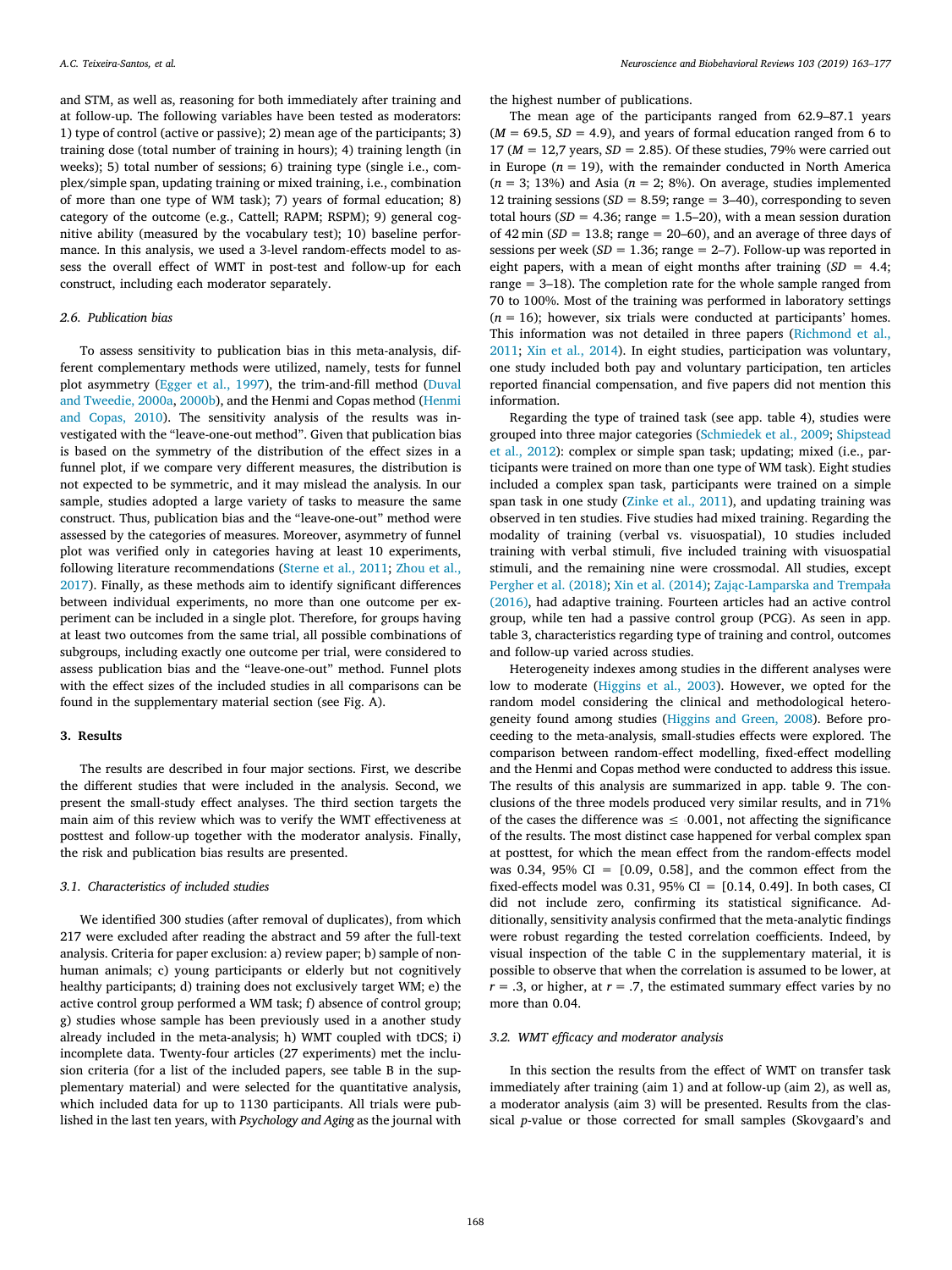and STM, as well as, reasoning for both immediately after training and at follow-up. The following variables have been tested as moderators: 1) type of control (active or passive); 2) mean age of the participants; 3) training dose (total number of training in hours); 4) training length (in weeks); 5) total number of sessions; 6) training type (single i.e., complex/simple span, updating training or mixed training, i.e., combination of more than one type of WM task); 7) years of formal education; 8) category of the outcome (e.g., Cattell; RAPM; RSPM); 9) general cognitive ability (measured by the vocabulary test); 10) baseline performance. In this analysis, we used a 3-level random-effects model to assess the overall effect of WMT in post-test and follow-up for each construct, including each moderator separately.

### 2.6. Publication bias

To assess sensitivity to publication bias in this meta-analysis, different complementary methods were utilized, namely, tests for funnel plot asymmetry (Egger et al., 1997), the trim-and-fill method (Duval and Tweedie, 2000a, 2000b), and the Henmi and Copas method (Henmi and Copas, 2010). The sensitivity analysis of the results was investigated with the "leave-one-out method". Given that publication bias is based on the symmetry of the distribution of the effect sizes in a funnel plot, if we compare very different measures, the distribution is not expected to be symmetric, and it may mislead the analysis. In our sample, studies adopted a large variety of tasks to measure the same construct. Thus, publication bias and the "leave-one-out" method were assessed by the categories of measures. Moreover, asymmetry of funnel plot was verified only in categories having at least 10 experiments, following literature recommendations (Sterne et al., 2011; Zhou et al., 2017). Finally, as these methods aim to identify significant differences between individual experiments, no more than one outcome per experiment can be included in a single plot. Therefore, for groups having at least two outcomes from the same trial, all possible combinations of subgroups, including exactly one outcome per trial, were considered to assess publication bias and the "leave-one-out" method. Funnel plots with the effect sizes of the included studies in all comparisons can be found in the supplementary material section (see Fig. A).

## 3. Results

The results are described in four major sections. First, we describe the different studies that were included in the analysis. Second, we present the small-study effect analyses. The third section targets the main aim of this review which was to verify the WMT effectiveness at posttest and follow-up together with the moderator analysis. Finally, the risk and publication bias results are presented.

### 3.1. Characteristics of included studies

We identified 300 studies (after removal of duplicates), from which 217 were excluded after reading the abstract and 59 after the full-text analysis. Criteria for paper exclusion: a) review paper; b) sample of non-human animals; c) young participants or elderly but not cognitively healthy participants; d) training does not exclusively target WM; e) the active control group performed a WM task; f) absence of control group; g) studies whose sample has been previously used in a another study already included in the meta-analysis; h) WMT coupled with tDCS; i) incomplete data. Twenty-four articles (27 experiments) met the inclusion criteria (for a list of the included papers, see table B in the supplementary material) and were selected for the quantitative analysis, which included data for up to 1130 participants. All trials were published in the last ten years, with *Psychology and Aging* as the journal with the highest number of publications.

The mean age of the participants ranged from 62.9–87.1 years ($M$ = 69.5, $SD$ = 4.9), and years of formal education ranged from 6 to 17 ($M$ = 12,7 years, $SD$ = 2.85). Of these studies, 79% were carried out in Europe ($n$ = 19), with the remainder conducted in North America ($n$ = 3; 13%) and Asia ($n$ = 2; 8%). On average, studies implemented 12 training sessions ($SD$ = 8.59; range = 3–40), corresponding to seven total hours ($SD$ = 4.36; range = 1.5–20), with a mean session duration of 42 min ($SD$ = 13.8; range = 20–60), and an average of three days of sessions per week ($SD$ = 1.36; range = 2–7). Follow-up was reported in eight papers, with a mean of eight months after training ($SD$ = 4.4; range = 3–18). The completion rate for the whole sample ranged from 70 to 100%. Most of the training was performed in laboratory settings ($n$ = 16); however, six trials were conducted at participants' homes. This information was not detailed in three papers (Richmond et al., 2011; Xin et al., 2014). In eight studies, participation was voluntary, one study included both pay and voluntary participation, ten articles reported financial compensation, and five papers did not mention this information.

Regarding the type of trained task (see app. table 4), studies were grouped into three major categories (Schmiedek et al., 2009; Shipstead et al., 2012): complex or simple span task; updating; mixed (i.e., participants were trained on more than one type of WM task). Eight studies included a complex span task, participants were trained on a simple span task in one study (Zinke et al., 2011), and updating training was observed in ten studies. Five studies had mixed training. Regarding the modality of training (verbal vs. visuospatial), 10 studies included training with verbal stimuli, five included training with visuospatial stimuli, and the remaining nine were crossmodal. All studies, except Pergher et al. (2018); Xin et al. (2014); Zając-Lamparska and Trempała (2016), had adaptive training. Fourteen articles had an active control group, while ten had a passive control group (PCG). As seen in app. table 3, characteristics regarding type of training and control, outcomes and follow-up varied across studies.

Heterogeneity indexes among studies in the different analyses were low to moderate (Higgins et al., 2003). However, we opted for the random model considering the clinical and methodological heterogeneity found among studies (Higgins and Green, 2008). Before proceeding to the meta-analysis, small-studies effects were explored. The comparison between random-effect modelling, fixed-effect modelling and the Henmi and Copas method were conducted to address this issue. The results of this analysis are summarized in app. table 9. The conclusions of the three models produced very similar results, and in 71% of the cases the difference was ≤ 0.001, not affecting the significance of the results. The most distinct case happened for verbal complex span at posttest, for which the mean effect from the random-effects model was 0.34, 95% CI = [0.09, 0.58], and the common effect from the fixed-effects model was 0.31, 95% CI = [0.14, 0.49]. In both cases, CI did not include zero, confirming its statistical significance. Additionally, sensitivity analysis confirmed that the meta-analytic findings were robust regarding the tested correlation coefficients. Indeed, by visual inspection of the table C in the supplementary material, it is possible to observe that when the correlation is assumed to be lower, at $r$ = .3, or higher, at $r$ = .7, the estimated summary effect varies by no more than 0.04.

### 3.2. WMT efficacy and moderator analysis

In this section the results from the effect of WMT on transfer task immediately after training (aim 1) and at follow-up (aim 2), as well as, a moderator analysis (aim 3) will be presented. Results from the classical $p$-value or those corrected for small samples (Skovgaard's and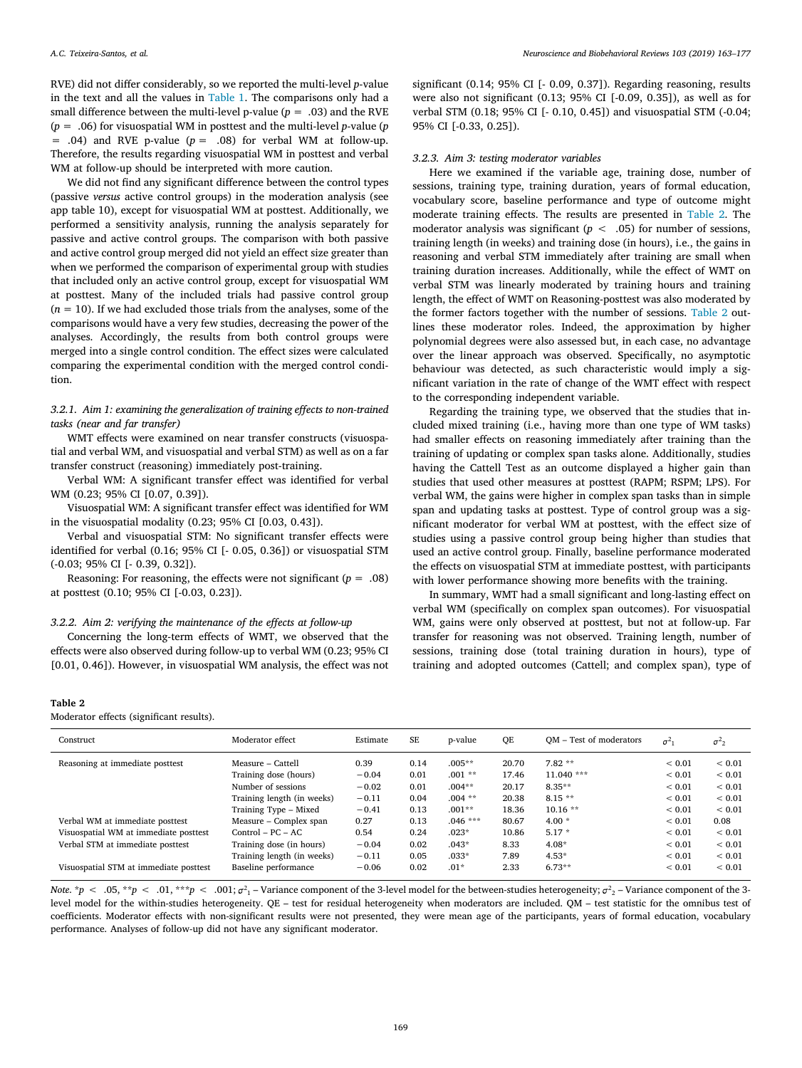RVE) did not differ considerably, so we reported the multi-level *p*-value in the text and all the values in Table 1. The comparisons only had a small difference between the multi-level p-value ($p = .03$) and the RVE ($p = .06$) for visuospatial WM in posttest and the multi-level *p*-value ($p = .04$) and RVE p-value ($p = .08$) for verbal WM at follow-up. Therefore, the results regarding visuospatial WM in posttest and verbal WM at follow-up should be interpreted with more caution.

We did not find any significant difference between the control types (passive *versus* active control groups) in the moderation analysis (see app table 10), except for visuospatial WM at posttest. Additionally, we performed a sensitivity analysis, running the analysis separately for passive and active control groups. The comparison with both passive and active control group merged did not yield an effect size greater than when we performed the comparison of experimental group with studies that included only an active control group, except for visuospatial WM at posttest. Many of the included trials had passive control group ($n = 10$). If we had excluded those trials from the analyses, some of the comparisons would have a very few studies, decreasing the power of the analyses. Accordingly, the results from both control groups were merged into a single control condition. The effect sizes were calculated comparing the experimental condition with the merged control condition.

#### 3.2.1. Aim 1: examining the generalization of training effects to non-trained tasks (near and far transfer)

WMT effects were examined on near transfer constructs (visuospatial and verbal WM, and visuospatial and verbal STM) as well as on a far transfer construct (reasoning) immediately post-training.

Verbal WM: A significant transfer effect was identified for verbal WM (0.23; 95% CI [0.07, 0.39]).

Visuospatial WM: A significant transfer effect was identified for WM in the visuospatial modality (0.23; 95% CI [0.03, 0.43]).

Verbal and visuospatial STM: No significant transfer effects were identified for verbal (0.16; 95% CI [- 0.05, 0.36]) or visuospatial STM (-0.03; 95% CI [- 0.39, 0.32]).

Reasoning: For reasoning, the effects were not significant ($p = .08$) at posttest (0.10; 95% CI [-0.03, 0.23]).

#### 3.2.2. Aim 2: verifying the maintenance of the effects at follow-up

Concerning the long-term effects of WMT, we observed that the effects were also observed during follow-up to verbal WM (0.23; 95% CI [0.01, 0.46]). However, in visuospatial WM analysis, the effect was not significant (0.14; 95% CI [- 0.09, 0.37]). Regarding reasoning, results were also not significant (0.13; 95% CI [-0.09, 0.35]), as well as for verbal STM (0.18; 95% CI [- 0.10, 0.45]) and visuospatial STM (-0.04; 95% CI [-0.33, 0.25]).

#### 3.2.3. Aim 3: testing moderator variables

Here we examined if the variable age, training dose, number of sessions, training type, training duration, years of formal education, vocabulary score, baseline performance and type of outcome might moderate training effects. The results are presented in Table 2. The moderator analysis was significant ($p < .05$) for number of sessions, training length (in weeks) and training dose (in hours), i.e., the gains in reasoning and verbal STM immediately after training are small when training duration increases. Additionally, while the effect of WMT on verbal STM was linearly moderated by training hours and training length, the effect of WMT on Reasoning-posttest was also moderated by the former factors together with the number of sessions. Table 2 outlines these moderator roles. Indeed, the approximation by higher polynomial degrees were also assessed but, in each case, no advantage over the linear approach was observed. Specifically, no asymptotic behaviour was detected, as such characteristic would imply a significant variation in the rate of change of the WMT effect with respect to the corresponding independent variable.

Regarding the training type, we observed that the studies that included mixed training (i.e., having more than one type of WM tasks) had smaller effects on reasoning immediately after training than the training of updating or complex span tasks alone. Additionally, studies having the Cattell Test as an outcome displayed a higher gain than studies that used other measures at posttest (RAPM; RSPM; LPS). For verbal WM, the gains were higher in complex span tasks than in simple span and updating tasks at posttest. Type of control group was a significant moderator for verbal WM at posttest, with the effect size of studies using a passive control group being higher than studies that used an active control group. Finally, baseline performance moderated the effects on visuospatial STM at immediate posttest, with participants with lower performance showing more benefits with the training.

In summary, WMT had a small significant and long-lasting effect on verbal WM (specifically on complex span outcomes). For visuospatial WM, gains were only observed at posttest, but not at follow-up. Far transfer for reasoning was not observed. Training length, number of sessions, training dose (total training duration in hours), type of training and adopted outcomes (Cattell; and complex span), type of

**Table 2**
Moderator effects (significant results).

| Construct | Moderator effect | Estimate | SE | p-value | QE | QM – Test of moderators | $\sigma^2_1$ | $\sigma^2_2$ |
|---|---|---|---|---|---|---|---|---|
| Reasoning at immediate posttest | Measure – Cattell | 0.39 | 0.14 | .005** | 20.70 | 7.82 ** | < 0.01 | < 0.01 |
| | Training dose (hours) | −0.04 | 0.01 | .001 ** | 17.46 | 11.040 *** | < 0.01 | < 0.01 |
| | Number of sessions | −0.02 | 0.01 | .004** | 20.17 | 8.35** | < 0.01 | < 0.01 |
| | Training length (in weeks) | −0.11 | 0.04 | .004 ** | 20.38 | 8.15 ** | < 0.01 | < 0.01 |
| | Training Type – Mixed | −0.41 | 0.13 | .001** | 18.36 | 10.16 ** | < 0.01 | < 0.01 |
| Verbal WM at immediate posttest | Measure – Complex span | 0.27 | 0.13 | .046 *** | 80.67 | 4.00 * | < 0.01 | 0.08 |
| Visuospatial WM at immediate posttest | Control – PC – AC | 0.54 | 0.24 | .023* | 10.86 | 5.17 * | < 0.01 | < 0.01 |
| Verbal STM at immediate posttest | Training dose (in hours) | −0.04 | 0.02 | .043* | 8.33 | 4.08* | < 0.01 | < 0.01 |
| | Training length (in weeks) | −0.11 | 0.05 | .033* | 7.89 | 4.53* | < 0.01 | < 0.01 |
| Visuospatial STM at immediate posttest | Baseline performance | −0.06 | 0.02 | .01* | 2.33 | 6.73** | < 0.01 | < 0.01 |

*Note*. *$p < .05$, **$p < .01$, ***$p < .001$; $\sigma^2_1$ – Variance component of the 3-level model for the between-studies heterogeneity; $\sigma^2_2$ – Variance component of the 3-level model for the within-studies heterogeneity. QE – test for residual heterogeneity when moderators are included. QM – test statistic for the omnibus test of coefficients. Moderator effects with non-significant results were not presented, they were mean age of the participants, years of formal education, vocabulary performance. Analyses of follow-up did not have any significant moderator.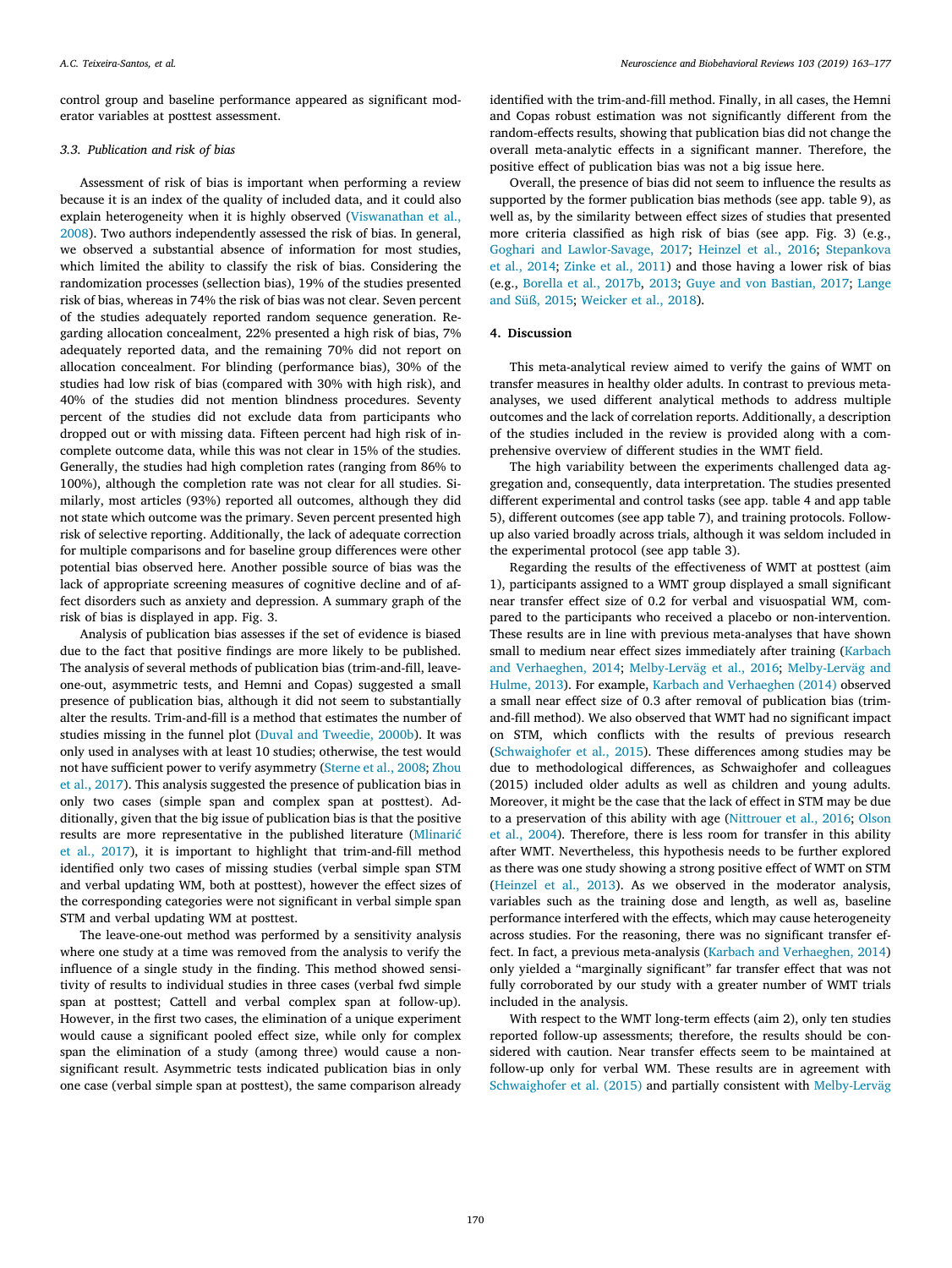control group and baseline performance appeared as significant moderator variables at posttest assessment.

### 3.3. Publication and risk of bias

Assessment of risk of bias is important when performing a review because it is an index of the quality of included data, and it could also explain heterogeneity when it is highly observed (Viswanathan et al., 2008). Two authors independently assessed the risk of bias. In general, we observed a substantial absence of information for most studies, which limited the ability to classify the risk of bias. Considering the randomization processes (sellection bias), 19% of the studies presented risk of bias, whereas in 74% the risk of bias was not clear. Seven percent of the studies adequately reported random sequence generation. Regarding allocation concealment, 22% presented a high risk of bias, 7% adequately reported data, and the remaining 70% did not report on allocation concealment. For blinding (performance bias), 30% of the studies had low risk of bias (compared with 30% with high risk), and 40% of the studies did not mention blindness procedures. Seventy percent of the studies did not exclude data from participants who dropped out or with missing data. Fifteen percent had high risk of incomplete outcome data, while this was not clear in 15% of the studies. Generally, the studies had high completion rates (ranging from 86% to 100%), although the completion rate was not clear for all studies. Similarly, most articles (93%) reported all outcomes, although they did not state which outcome was the primary. Seven percent presented high risk of selective reporting. Additionally, the lack of adequate correction for multiple comparisons and for baseline group differences were other potential bias observed here. Another possible source of bias was the lack of appropriate screening measures of cognitive decline and of affect disorders such as anxiety and depression. A summary graph of the risk of bias is displayed in app. Fig. 3.

Analysis of publication bias assesses if the set of evidence is biased due to the fact that positive findings are more likely to be published. The analysis of several methods of publication bias (trim-and-fill, leave-one-out, asymmetric tests, and Hemni and Copas) suggested a small presence of publication bias, although it did not seem to substantially alter the results. Trim-and-fill is a method that estimates the number of studies missing in the funnel plot (Duval and Tweedie, 2000b). It was only used in analyses with at least 10 studies; otherwise, the test would not have sufficient power to verify asymmetry (Sterne et al., 2008; Zhou et al., 2017). This analysis suggested the presence of publication bias in only two cases (simple span and complex span at posttest). Additionally, given that the big issue of publication bias is that the positive results are more representative in the published literature (Mlinarić et al., 2017), it is important to highlight that trim-and-fill method identified only two cases of missing studies (verbal simple span STM and verbal updating WM, both at posttest), however the effect sizes of the corresponding categories were not significant in verbal simple span STM and verbal updating WM at posttest.

The leave-one-out method was performed by a sensitivity analysis where one study at a time was removed from the analysis to verify the influence of a single study in the finding. This method showed sensitivity of results to individual studies in three cases (verbal fwd simple span at posttest; Cattell and verbal complex span at follow-up). However, in the first two cases, the elimination of a unique experiment would cause a significant pooled effect size, while only for complex span the elimination of a study (among three) would cause a non-significant result. Asymmetric tests indicated publication bias in only one case (verbal simple span at posttest), the same comparison already identified with the trim-and-fill method. Finally, in all cases, the Hemni and Copas robust estimation was not significantly different from the random-effects results, showing that publication bias did not change the overall meta-analytic effects in a significant manner. Therefore, the positive effect of publication bias was not a big issue here.

Overall, the presence of bias did not seem to influence the results as supported by the former publication bias methods (see app. table 9), as well as, by the similarity between effect sizes of studies that presented more criteria classified as high risk of bias (see app. Fig. 3) (e.g., Goghari and Lawlor-Savage, 2017; Heinzel et al., 2016; Stepankova et al., 2014; Zinke et al., 2011) and those having a lower risk of bias (e.g., Borella et al., 2017b, 2013; Guye and von Bastian, 2017; Lange and Süß, 2015; Weicker et al., 2018).

## 4. Discussion

This meta-analytical review aimed to verify the gains of WMT on transfer measures in healthy older adults. In contrast to previous meta-analyses, we used different analytical methods to address multiple outcomes and the lack of correlation reports. Additionally, a description of the studies included in the review is provided along with a comprehensive overview of different studies in the WMT field.

The high variability between the experiments challenged data aggregation and, consequently, data interpretation. The studies presented different experimental and control tasks (see app. table 4 and app table 5), different outcomes (see app table 7), and training protocols. Follow-up also varied broadly across trials, although it was seldom included in the experimental protocol (see app table 3).

Regarding the results of the effectiveness of WMT at posttest (aim 1), participants assigned to a WMT group displayed a small significant near transfer effect size of 0.2 for verbal and visuospatial WM, compared to the participants who received a placebo or non-intervention. These results are in line with previous meta-analyses that have shown small to medium near effect sizes immediately after training (Karbach and Verhaeghen, 2014; Melby-Lervåg et al., 2016; Melby-Lervåg and Hulme, 2013). For example, Karbach and Verhaeghen (2014) observed a small near effect size of 0.3 after removal of publication bias (trim-and-fill method). We also observed that WMT had no significant impact on STM, which conflicts with the results of previous research (Schwaighofer et al., 2015). These differences among studies may be due to methodological differences, as Schwaighofer and colleagues (2015) included older adults as well as children and young adults. Moreover, it might be the case that the lack of effect in STM may be due to a preservation of this ability with age (Nittrouer et al., 2016; Olson et al., 2004). Therefore, there is less room for transfer in this ability after WMT. Nevertheless, this hypothesis needs to be further explored as there was one study showing a strong positive effect of WMT on STM (Heinzel et al., 2013). As we observed in the moderator analysis, variables such as the training dose and length, as well as, baseline performance interfered with the effects, which may cause heterogeneity across studies. For the reasoning, there was no significant transfer effect. In fact, a previous meta-analysis (Karbach and Verhaeghen, 2014) only yielded a "marginally significant" far transfer effect that was not fully corroborated by our study with a greater number of WMT trials included in the analysis.

With respect to the WMT long-term effects (aim 2), only ten studies reported follow-up assessments; therefore, the results should be considered with caution. Near transfer effects seem to be maintained at follow-up only for verbal WM. These results are in agreement with Schwaighofer et al. (2015) and partially consistent with Melby-Lervåg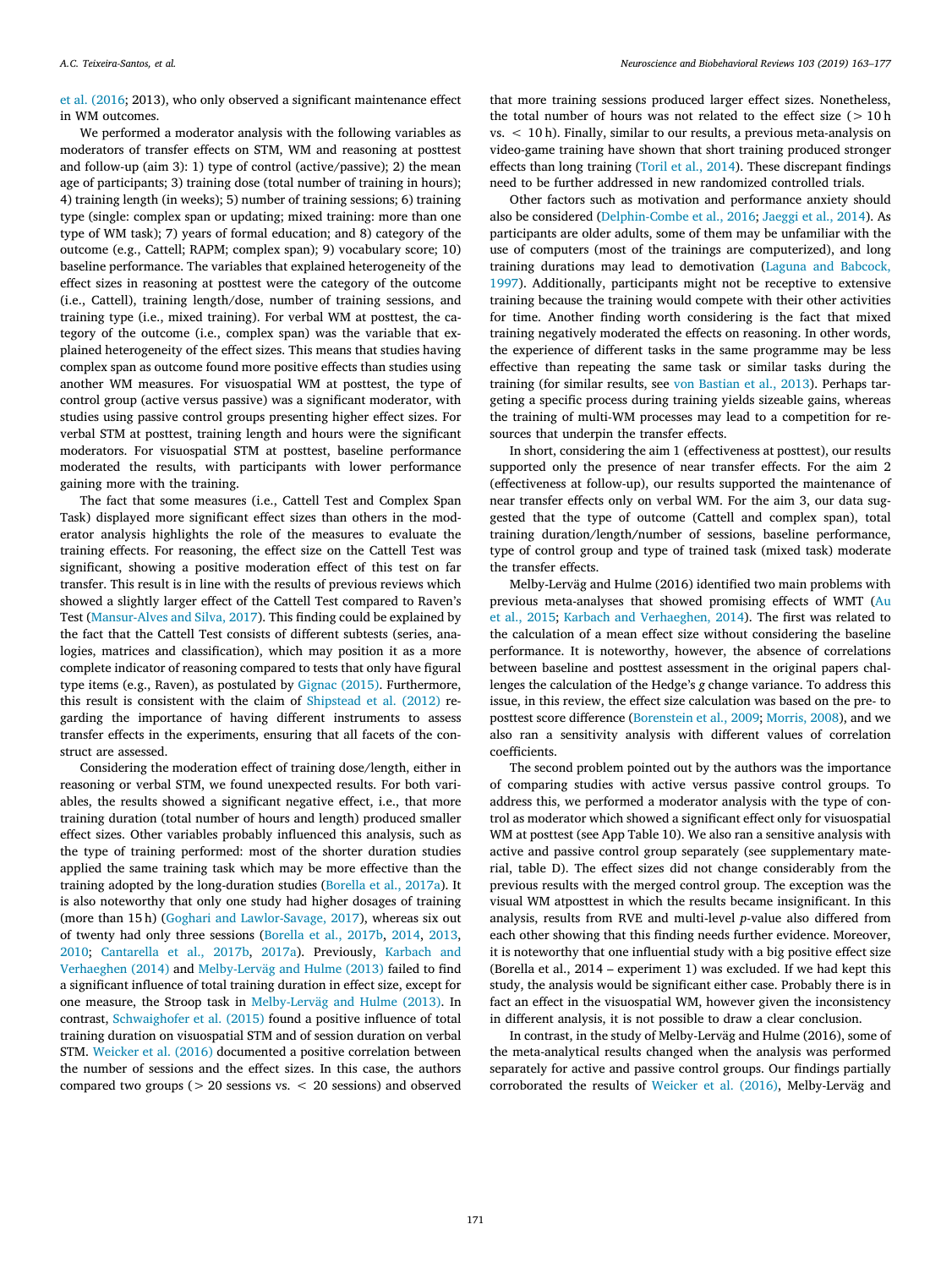et al. (2016; 2013), who only observed a significant maintenance effect in WM outcomes.

We performed a moderator analysis with the following variables as moderators of transfer effects on STM, WM and reasoning at posttest and follow-up (aim 3): 1) type of control (active/passive); 2) the mean age of participants; 3) training dose (total number of training in hours); 4) training length (in weeks); 5) number of training sessions; 6) training type (single: complex span or updating; mixed training: more than one type of WM task); 7) years of formal education; and 8) category of the outcome (e.g., Cattell; RAPM; complex span); 9) vocabulary score; 10) baseline performance. The variables that explained heterogeneity of the effect sizes in reasoning at posttest were the category of the outcome (i.e., Cattell), training length/dose, number of training sessions, and training type (i.e., mixed training). For verbal WM at posttest, the category of the outcome (i.e., complex span) was the variable that explained heterogeneity of the effect sizes. This means that studies having complex span as outcome found more positive effects than studies using another WM measures. For visuospatial WM at posttest, the type of control group (active versus passive) was a significant moderator, with studies using passive control groups presenting higher effect sizes. For verbal STM at posttest, training length and hours were the significant moderators. For visuospatial STM at posttest, baseline performance moderated the results, with participants with lower performance gaining more with the training.

The fact that some measures (i.e., Cattell Test and Complex Span Task) displayed more significant effect sizes than others in the moderator analysis highlights the role of the measures to evaluate the training effects. For reasoning, the effect size on the Cattell Test was significant, showing a positive moderation effect of this test on far transfer. This result is in line with the results of previous reviews which showed a slightly larger effect of the Cattell Test compared to Raven's Test (Mansur-Alves and Silva, 2017). This finding could be explained by the fact that the Cattell Test consists of different subtests (series, analogies, matrices and classification), which may position it as a more complete indicator of reasoning compared to tests that only have figural type items (e.g., Raven), as postulated by Gignac (2015). Furthermore, this result is consistent with the claim of Shipstead et al. (2012) regarding the importance of having different instruments to assess transfer effects in the experiments, ensuring that all facets of the construct are assessed.

Considering the moderation effect of training dose/length, either in reasoning or verbal STM, we found unexpected results. For both variables, the results showed a significant negative effect, i.e., that more training duration (total number of hours and length) produced smaller effect sizes. Other variables probably influenced this analysis, such as the type of training performed: most of the shorter duration studies applied the same training task which may be more effective than the training adopted by the long-duration studies (Borella et al., 2017a). It is also noteworthy that only one study had higher dosages of training (more than 15 h) (Goghari and Lawlor-Savage, 2017), whereas six out of twenty had only three sessions (Borella et al., 2017b, 2014, 2013, 2010; Cantarella et al., 2017b, 2017a). Previously, Karbach and Verhaeghen (2014) and Melby-Lervåg and Hulme (2013) failed to find a significant influence of total training duration in effect size, except for one measure, the Stroop task in Melby-Lervåg and Hulme (2013). In contrast, Schwaighofer et al. (2015) found a positive influence of total training duration on visuospatial STM and of session duration on verbal STM. Weicker et al. (2016) documented a positive correlation between the number of sessions and the effect sizes. In this case, the authors compared two groups (> 20 sessions vs. < 20 sessions) and observed that more training sessions produced larger effect sizes. Nonetheless, the total number of hours was not related to the effect size (> 10 h vs. < 10 h). Finally, similar to our results, a previous meta-analysis on video-game training have shown that short training produced stronger effects than long training (Toril et al., 2014). These discrepant findings need to be further addressed in new randomized controlled trials.

Other factors such as motivation and performance anxiety should also be considered (Delphin-Combe et al., 2016; Jaeggi et al., 2014). As participants are older adults, some of them may be unfamiliar with the use of computers (most of the trainings are computerized), and long training durations may lead to demotivation (Laguna and Babcock, 1997). Additionally, participants might not be receptive to extensive training because the training would compete with their other activities for time. Another finding worth considering is the fact that mixed training negatively moderated the effects on reasoning. In other words, the experience of different tasks in the same programme may be less effective than repeating the same task or similar tasks during the training (for similar results, see von Bastian et al., 2013). Perhaps targeting a specific process during training yields sizeable gains, whereas the training of multi-WM processes may lead to a competition for resources that underpin the transfer effects.

In short, considering the aim 1 (effectiveness at posttest), our results supported only the presence of near transfer effects. For the aim 2 (effectiveness at follow-up), our results supported the maintenance of near transfer effects only on verbal WM. For the aim 3, our data suggested that the type of outcome (Cattell and complex span), total training duration/length/number of sessions, baseline performance, type of control group and type of trained task (mixed task) moderate the transfer effects.

Melby-Lervåg and Hulme (2016) identified two main problems with previous meta-analyses that showed promising effects of WMT (Au et al., 2015; Karbach and Verhaeghen, 2014). The first was related to the calculation of a mean effect size without considering the baseline performance. It is noteworthy, however, the absence of correlations between baseline and posttest assessment in the original papers challenges the calculation of the Hedge's *g* change variance. To address this issue, in this review, the effect size calculation was based on the pre- to posttest score difference (Borenstein et al., 2009; Morris, 2008), and we also ran a sensitivity analysis with different values of correlation coefficients.

The second problem pointed out by the authors was the importance of comparing studies with active versus passive control groups. To address this, we performed a moderator analysis with the type of control as moderator which showed a significant effect only for visuospatial WM at posttest (see App Table 10). We also ran a sensitive analysis with active and passive control group separately (see supplementary material, table D). The effect sizes did not change considerably from the previous results with the merged control group. The exception was the visual WM atposttest in which the results became insignificant. In this analysis, results from RVE and multi-level *p*-value also differed from each other showing that this finding needs further evidence. Moreover, it is noteworthy that one influential study with a big positive effect size (Borella et al., 2014 – experiment 1) was excluded. If we had kept this study, the analysis would be significant either case. Probably there is in fact an effect in the visuospatial WM, however given the inconsistency in different analysis, it is not possible to draw a clear conclusion.

In contrast, in the study of Melby-Lervåg and Hulme (2016), some of the meta-analytical results changed when the analysis was performed separately for active and passive control groups. Our findings partially corroborated the results of Weicker et al. (2016), Melby-Lervåg and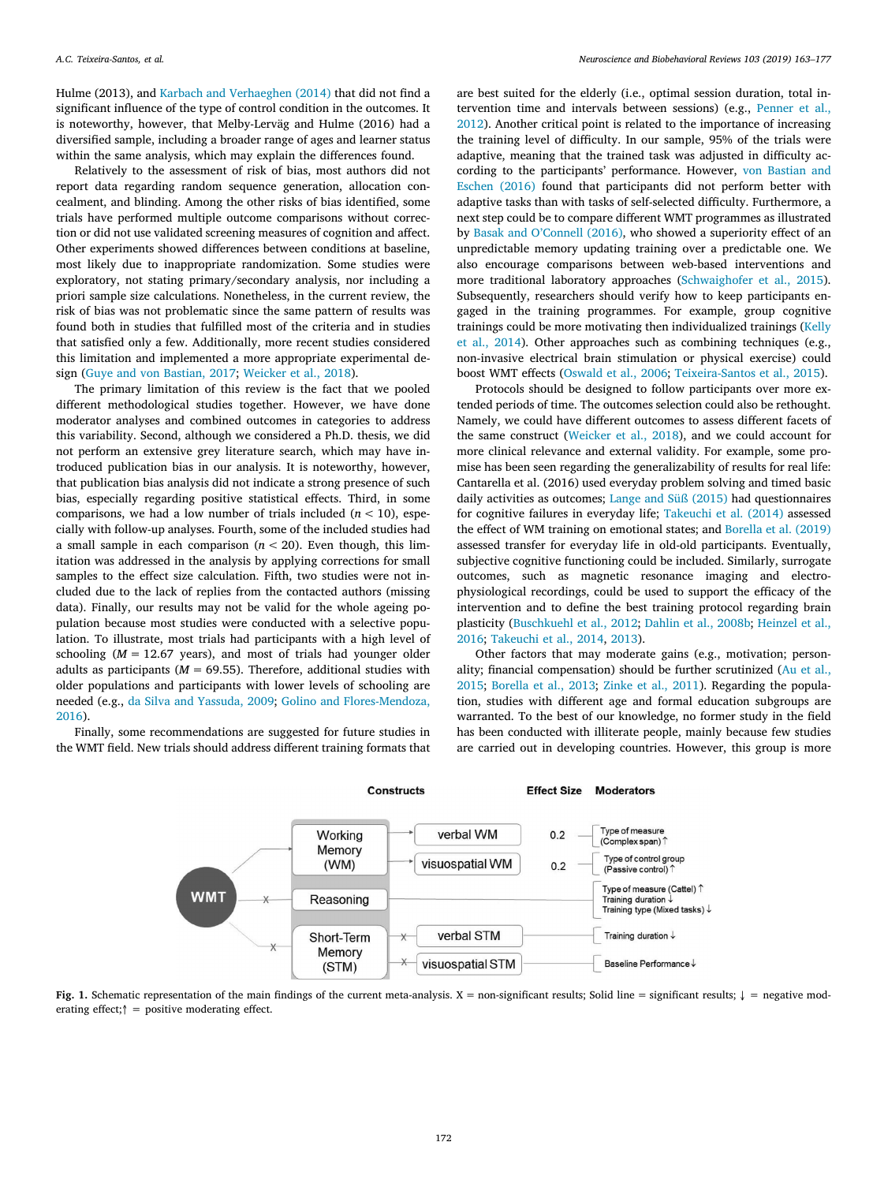Hulme (2013), and Karbach and Verhaeghen (2014) that did not find a significant influence of the type of control condition in the outcomes. It is noteworthy, however, that Melby-Lervåg and Hulme (2016) had a diversified sample, including a broader range of ages and learner status within the same analysis, which may explain the differences found.

Relatively to the assessment of risk of bias, most authors did not report data regarding random sequence generation, allocation concealment, and blinding. Among the other risks of bias identified, some trials have performed multiple outcome comparisons without correction or did not use validated screening measures of cognition and affect. Other experiments showed differences between conditions at baseline, most likely due to inappropriate randomization. Some studies were exploratory, not stating primary/secondary analysis, nor including a priori sample size calculations. Nonetheless, in the current review, the risk of bias was not problematic since the same pattern of results was found both in studies that fulfilled most of the criteria and in studies that satisfied only a few. Additionally, more recent studies considered this limitation and implemented a more appropriate experimental design (Guye and von Bastian, 2017; Weicker et al., 2018).

The primary limitation of this review is the fact that we pooled different methodological studies together. However, we have done moderator analyses and combined outcomes in categories to address this variability. Second, although we considered a Ph.D. thesis, we did not perform an extensive grey literature search, which may have introduced publication bias in our analysis. It is noteworthy, however, that publication bias analysis did not indicate a strong presence of such bias, especially regarding positive statistical effects. Third, in some comparisons, we had a low number of trials included ($n < 10$), especially with follow-up analyses. Fourth, some of the included studies had a small sample in each comparison ($n < 20$). Even though, this limitation was addressed in the analysis by applying corrections for small samples to the effect size calculation. Fifth, two studies were not included due to the lack of replies from the contacted authors (missing data). Finally, our results may not be valid for the whole ageing population because most studies were conducted with a selective population. To illustrate, most trials had participants with a high level of schooling ($M$ = 12.67 years), and most of trials had younger older adults as participants ($M$ = 69.55). Therefore, additional studies with older populations and participants with lower levels of schooling are needed (e.g., da Silva and Yassuda, 2009; Golino and Flores-Mendoza, 2016).

Finally, some recommendations are suggested for future studies in the WMT field. New trials should address different training formats that are best suited for the elderly (i.e., optimal session duration, total intervention time and intervals between sessions) (e.g., Penner et al., 2012). Another critical point is related to the importance of increasing the training level of difficulty. In our sample, 95% of the trials were adaptive, meaning that the trained task was adjusted in difficulty according to the participants' performance. However, von Bastian and Eschen (2016) found that participants did not perform better with adaptive tasks than with tasks of self-selected difficulty. Furthermore, a next step could be to compare different WMT programmes as illustrated by Basak and O'Connell (2016), who showed a superiority effect of an unpredictable memory updating training over a predictable one. We also encourage comparisons between web-based interventions and more traditional laboratory approaches (Schwaighofer et al., 2015). Subsequently, researchers should verify how to keep participants engaged in the training programmes. For example, group cognitive trainings could be more motivating then individualized trainings (Kelly et al., 2014). Other approaches such as combining techniques (e.g., non-invasive electrical brain stimulation or physical exercise) could boost WMT effects (Oswald et al., 2006; Teixeira-Santos et al., 2015).

Protocols should be designed to follow participants over more extended periods of time. The outcomes selection could also be rethought. Namely, we could have different outcomes to assess different facets of the same construct (Weicker et al., 2018), and we could account for more clinical relevance and external validity. For example, some promise has been seen regarding the generalizability of results for real life: Cantarella et al. (2016) used everyday problem solving and timed basic daily activities as outcomes; Lange and Süß (2015) had questionnaires for cognitive failures in everyday life; Takeuchi et al. (2014) assessed the effect of WM training on emotional states; and Borella et al. (2019) assessed transfer for everyday life in old-old participants. Eventually, subjective cognitive functioning could be included. Similarly, surrogate outcomes, such as magnetic resonance imaging and electrophysiological recordings, could be used to support the efficacy of the intervention and to define the best training protocol regarding brain plasticity (Buschkuehl et al., 2012; Dahlin et al., 2008b; Heinzel et al., 2016; Takeuchi et al., 2014, 2013).

Other factors that may moderate gains (e.g., motivation; personality; financial compensation) should be further scrutinized (Au et al., 2015; Borella et al., 2013; Zinke et al., 2011). Regarding the population, studies with different age and formal education subgroups are warranted. To the best of our knowledge, no former study in the field has been conducted with illiterate people, mainly because few studies are carried out in developing countries. However, this group is more

| Constructs | | Effect Size | Moderators |
|---|---|---|---|
| Working Memory (WM) | verbal WM | 0.2 | Type of measure (Complex span) ↑ |
| | visuospatial WM | 0.2 | Type of control group (Passive control) ↑ |
| Reasoning (X) | | | Type of measure (Cattel) ↑; Training duration ↓; Training type (Mixed tasks) ↓ |
| Short-Term Memory (STM) (X) | verbal STM (X) | | Training duration ↓ |
| | visuospatial STM (X) | | Baseline Performance ↓ |

**Fig. 1.** Schematic representation of the main findings of the current meta-analysis. X = non-significant results; Solid line = significant results; ↓ = negative moderating effect;↑ = positive moderating effect.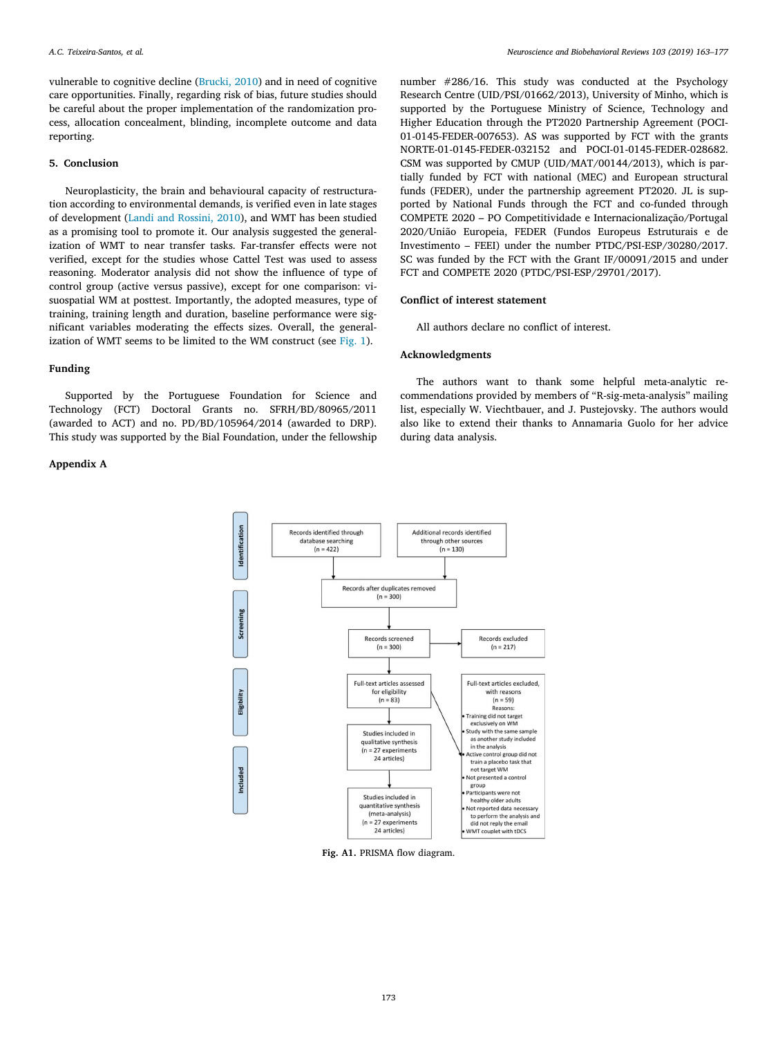vulnerable to cognitive decline (Brucki, 2010) and in need of cognitive care opportunities. Finally, regarding risk of bias, future studies should be careful about the proper implementation of the randomization process, allocation concealment, blinding, incomplete outcome and data reporting.

## 5. Conclusion

Neuroplasticity, the brain and behavioural capacity of restructuration according to environmental demands, is verified even in late stages of development (Landi and Rossini, 2010), and WMT has been studied as a promising tool to promote it. Our analysis suggested the generalization of WMT to near transfer tasks. Far-transfer effects were not verified, except for the studies whose Cattel Test was used to assess reasoning. Moderator analysis did not show the influence of type of control group (active versus passive), except for one comparison: visuospatial WM at posttest. Importantly, the adopted measures, type of training, training length and duration, baseline performance were significant variables moderating the effects sizes. Overall, the generalization of WMT seems to be limited to the WM construct (see Fig. 1).

## Funding

Supported by the Portuguese Foundation for Science and Technology (FCT) Doctoral Grants no. SFRH/BD/80965/2011 (awarded to ACT) and no. PD/BD/105964/2014 (awarded to DRP). This study was supported by the Bial Foundation, under the fellowship number #286/16. This study was conducted at the Psychology Research Centre (UID/PSI/01662/2013), University of Minho, which is supported by the Portuguese Ministry of Science, Technology and Higher Education through the PT2020 Partnership Agreement (POCI-01-0145-FEDER-007653). AS was supported by FCT with the grants NORTE-01-0145-FEDER-032152 and POCI-01-0145-FEDER-028682. CSM was supported by CMUP (UID/MAT/00144/2013), which is partially funded by FCT with national (MEC) and European structural funds (FEDER), under the partnership agreement PT2020. JL is supported by National Funds through the FCT and co-funded through COMPETE 2020 – PO Competitividade e Internacionalização/Portugal 2020/União Europeia, FEDER (Fundos Europeus Estruturais e de Investimento – FEEI) under the number PTDC/PSI-ESP/30280/2017. SC was funded by the FCT with the Grant IF/00091/2015 and under FCT and COMPETE 2020 (PTDC/PSI-ESP/29701/2017).

## Conflict of interest statement

All authors declare no conflict of interest.

## Acknowledgments

The authors want to thank some helpful meta-analytic recommendations provided by members of "R-sig-meta-analysis" mailing list, especially W. Viechtbauer, and J. Pustejovsky. The authors would also like to extend their thanks to Annamaria Guolo for her advice during data analysis.

## Appendix A

**Identification**
- Records identified through database searching (n = 422)
- Additional records identified through other sources (n = 130)

**Screening**
- Records after duplicates removed (n = 300)
- Records screened (n = 300)
- Records excluded (n = 217)

**Eligibility**
- Full-text articles assessed for eligibility (n = 83)
- Full-text articles excluded, with reasons (n = 59)
  Reasons:
  - Training did not target exclusively on WM
  - Study with the same sample as another study included in the analysis
  - Active control group did not train a placebo task that not target WM
  - Not presented a control group
  - Participants were not healthy older adults
  - Not reported data necessary to perform the analysis and did not reply the email
  - WMT couplet with tDCS

**Included**
- Studies included in qualitative synthesis (n = 27 experiments 24 articles)
- Studies included in quantitative synthesis (meta-analysis) (n = 27 experiments 24 articles)

**Fig. A1.** PRISMA flow diagram.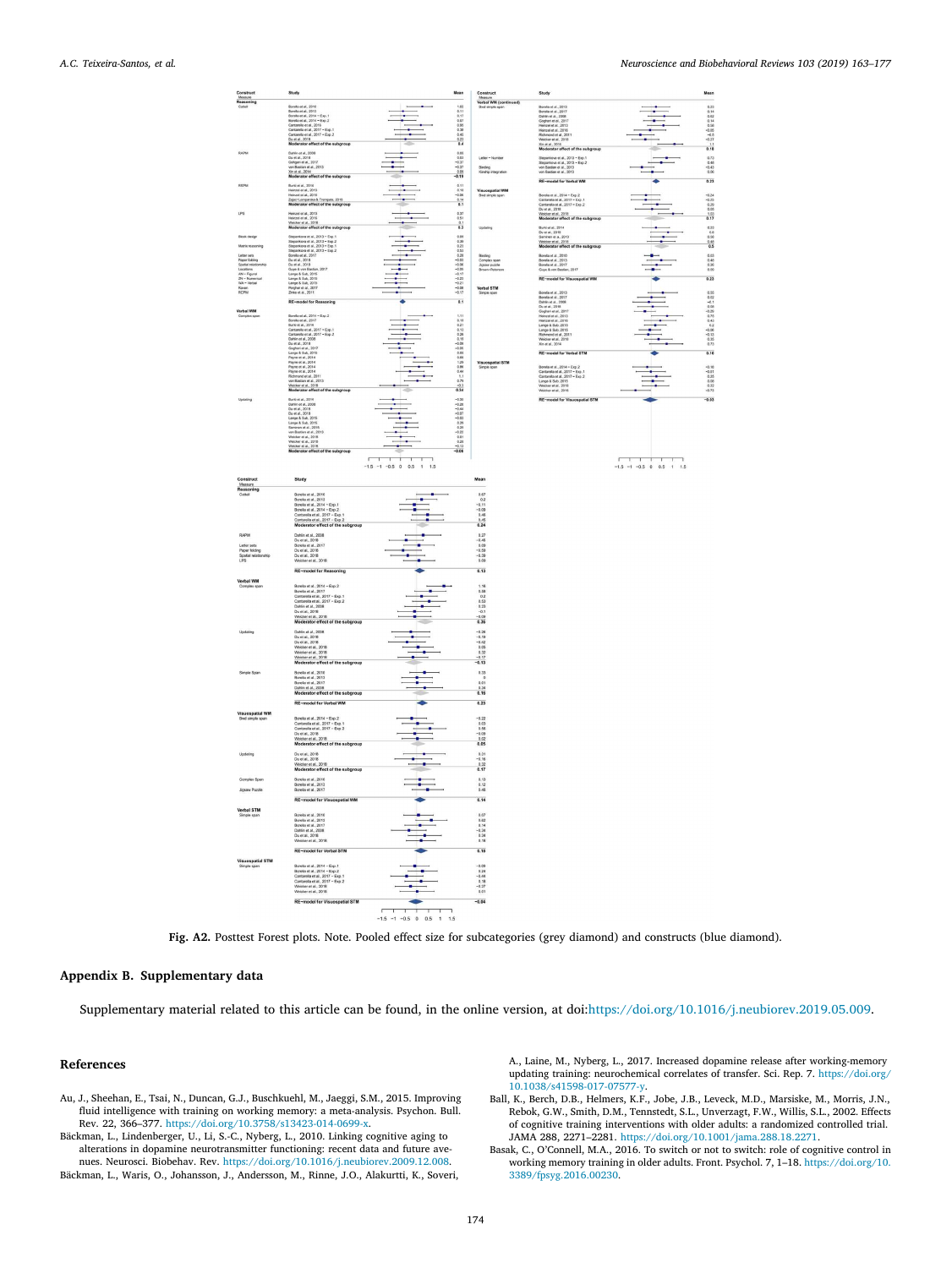**Fig. A2.** Posttest Forest plots. Note. Pooled effect size for subcategories (grey diamond) and constructs (blue diamond).

## Appendix B. Supplementary data

Supplementary material related to this article can be found, in the online version, at doi:https://doi.org/10.1016/j.neubiorev.2019.05.009.

## References

Au, J., Sheehan, E., Tsai, N., Duncan, G.J., Buschkuehl, M., Jaeggi, S.M., 2015. Improving fluid intelligence with training on working memory: a meta-analysis. Psychon. Bull. Rev. 22, 366–377. https://doi.org/10.3758/s13423-014-0699-x.

Bäckman, L., Lindenberger, U., Li, S.-C., Nyberg, L., 2010. Linking cognitive aging to alterations in dopamine neurotransmitter functioning: recent data and future avenues. Neurosci. Biobehav. Rev. https://doi.org/10.1016/j.neubiorev.2009.12.008.

Bäckman, L., Waris, O., Johansson, J., Andersson, M., Rinne, J.O., Alakurtti, K., Soveri, A., Laine, M., Nyberg, L., 2017. Increased dopamine release after working-memory updating training: neurochemical correlates of transfer. Sci. Rep. 7. https://doi.org/10.1038/s41598-017-07577-y.

Ball, K., Berch, D.B., Helmers, K.F., Jobe, J.B., Leveck, M.D., Marsiske, M., Morris, J.N., Rebok, G.W., Smith, D.M., Tennstedt, S.L., Unverzagt, F.W., Willis, S.L., 2002. Effects of cognitive training interventions with older adults: a randomized controlled trial. JAMA 288, 2271–2281. https://doi.org/10.1001/jama.288.18.2271.

Basak, C., O'Connell, M.A., 2016. To switch or not to switch: role of cognitive control in working memory training in older adults. Front. Psychol. 7, 1–18. https://doi.org/10.3389/fpsyg.2016.00230.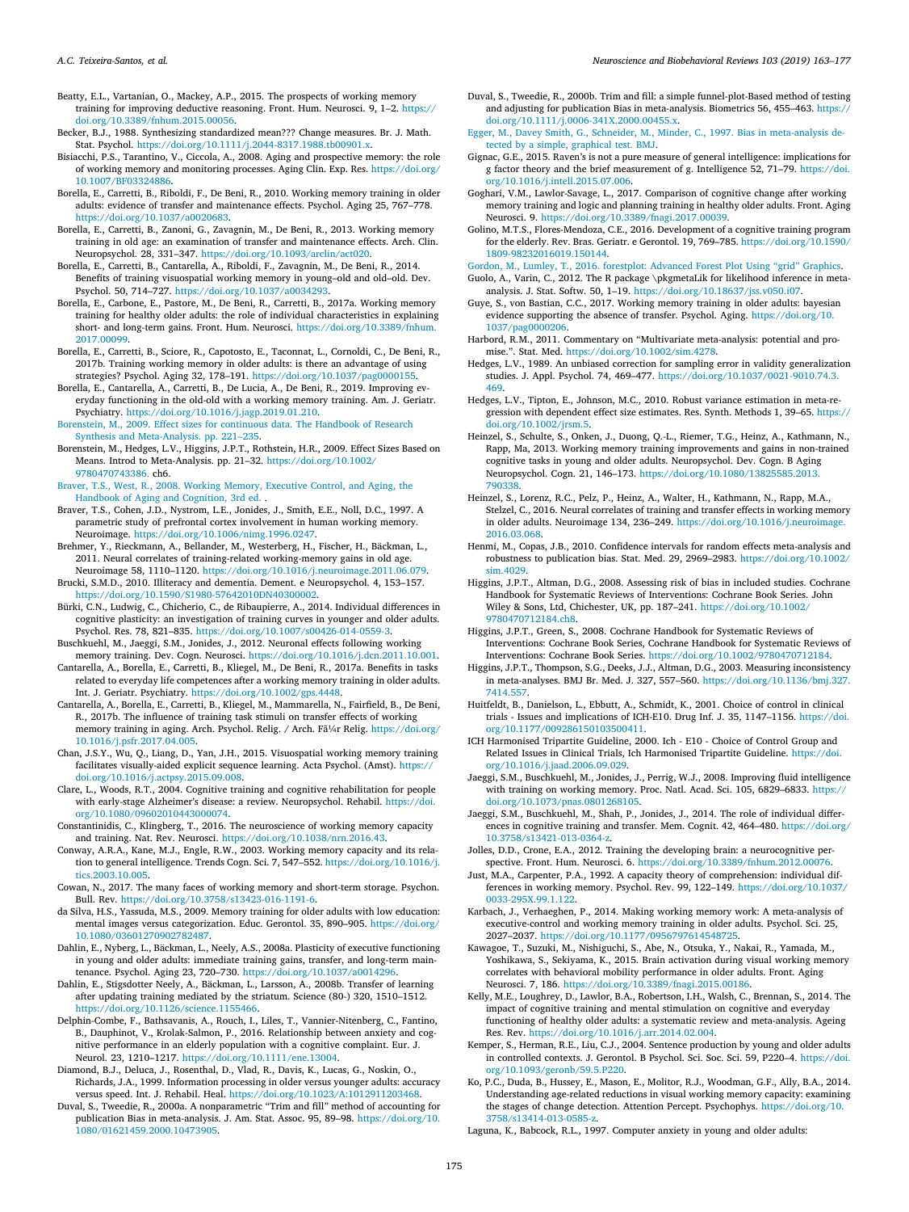Beatty, E.L., Vartanian, O., Mackey, A.P., 2015. The prospects of working memory training for improving deductive reasoning. Front. Hum. Neurosci. 9, 1–2. https://doi.org/10.3389/fnhum.2015.00056.

Becker, B.J., 1988. Synthesizing standardized mean??? Change measures. Br. J. Math. Stat. Psychol. https://doi.org/10.1111/j.2044-8317.1988.tb00901.x.

Bisiacchi, P.S., Tarantino, V., Ciccola, A., 2008. Aging and prospective memory: the role of working memory and monitoring processes. Aging Clin. Exp. Res. https://doi.org/10.1007/BF03324886.

Borella, E., Carretti, B., Riboldi, F., De Beni, R., 2010. Working memory training in older adults: evidence of transfer and maintenance effects. Psychol. Aging 25, 767–778. https://doi.org/10.1037/a0020683.

Borella, E., Carretti, B., Zanoni, G., Zavagnin, M., De Beni, R., 2013. Working memory training in old age: an examination of transfer and maintenance effects. Arch. Clin. Neuropsychol. 28, 331–347. https://doi.org/10.1093/arclin/act020.

Borella, E., Carretti, B., Cantarella, A., Riboldi, F., Zavagnin, M., De Beni, R., 2014. Benefits of training visuospatial working memory in young–old and old–old. Dev. Psychol. 50, 714–727. https://doi.org/10.1037/a0034293.

Borella, E., Carbone, E., Pastore, M., De Beni, R., Carretti, B., 2017a. Working memory training for healthy older adults: the role of individual characteristics in explaining short- and long-term gains. Front. Hum. Neurosci. https://doi.org/10.3389/fnhum.2017.00099.

Borella, E., Carretti, B., Sciore, R., Capotosto, E., Taconnat, L., Cornoldi, C., De Beni, R., 2017b. Training working memory in older adults: is there an advantage of using strategies? Psychol. Aging 32, 178–191. https://doi.org/10.1037/pag0000155.

Borella, E., Cantarella, A., Carretti, B., De Lucia, A., De Beni, R., 2019. Improving everyday functioning in the old-old with a working memory training. Am. J. Geriatr. Psychiatry. https://doi.org/10.1016/j.jagp.2019.01.210.

Borenstein, M., 2009. Effect sizes for continuous data. The Handbook of Research Synthesis and Meta-Analysis. pp. 221–235.

Borenstein, M., Hedges, L.V., Higgins, J.P.T., Rothstein, H.R., 2009. Effect Sizes Based on Means. Introd to Meta-Analysis. pp. 21–32. https://doi.org/10.1002/9780470743386. ch6.

Braver, T.S., West, R., 2008. Working Memory, Executive Control, and Aging, the Handbook of Aging and Cognition, 3rd ed. .

Braver, T.S., Cohen, J.D., Nystrom, L.E., Jonides, J., Smith, E.E., Noll, D.C., 1997. A parametric study of prefrontal cortex involvement in human working memory. Neuroimage. https://doi.org/10.1006/nimg.1996.0247.

Brehmer, Y., Rieckmann, A., Bellander, M., Westerberg, H., Fischer, H., Bäckman, L., 2011. Neural correlates of training-related working-memory gains in old age. Neuroimage 58, 1110–1120. https://doi.org/10.1016/j.neuroimage.2011.06.079.

Brucki, S.M.D., 2010. Illiteracy and dementia. Dement. e Neuropsychol. 4, 153–157. https://doi.org/10.1590/S1980-57642010DN40300002.

Bürki, C.N., Ludwig, C., Chicherio, C., de Ribaupierre, A., 2014. Individual differences in cognitive plasticity: an investigation of training curves in younger and older adults. Psychol. Res. 78, 821–835. https://doi.org/10.1007/s00426-014-0559-3.

Buschkuehl, M., Jaeggi, S.M., Jonides, J., 2012. Neuronal effects following working memory training. Dev. Cogn. Neurosci. https://doi.org/10.1016/j.dcn.2011.10.001.

Cantarella, A., Borella, E., Carretti, B., Kliegel, M., De Beni, R., 2017a. Benefits in tasks related to everyday life competences after a working memory training in older adults. Int. J. Geriatr. Psychiatry. https://doi.org/10.1002/gps.4448.

Cantarella, A., Borella, E., Carretti, B., Kliegel, M., Mammarella, N., Fairfield, B., De Beni, R., 2017b. The influence of training task stimuli on transfer effects of working memory training in aging. Arch. Psychol. Relig. / Arch. Fã¼r Relig. https://doi.org/10.1016/j.psfr.2017.04.005.

Chan, J.S.Y., Wu, Q., Liang, D., Yan, J.H., 2015. Visuospatial working memory training facilitates visually-aided explicit sequence learning. Acta Psychol. (Amst). https://doi.org/10.1016/j.actpsy.2015.09.008.

Clare, L., Woods, R.T., 2004. Cognitive training and cognitive rehabilitation for people with early-stage Alzheimer's disease: a review. Neuropsychol. Rehabil. https://doi.org/10.1080/09602010443000074.

Constantinidis, C., Klingberg, T., 2016. The neuroscience of working memory capacity and training. Nat. Rev. Neurosci. https://doi.org/10.1038/nrn.2016.43.

Conway, A.R.A., Kane, M.J., Engle, R.W., 2003. Working memory capacity and its relation to general intelligence. Trends Cogn. Sci. 7, 547–552. https://doi.org/10.1016/j.tics.2003.10.005.

Cowan, N., 2017. The many faces of working memory and short-term storage. Psychon. Bull. Rev. https://doi.org/10.3758/s13423-016-1191-6.

da Silva, H.S., Yassuda, M.S., 2009. Memory training for older adults with low education: mental images versus categorization. Educ. Gerontol. 35, 890–905. https://doi.org/10.1080/03601270902782487.

Dahlin, E., Nyberg, L., Bäckman, L., Neely, A.S., 2008a. Plasticity of executive functioning in young and older adults: immediate training gains, transfer, and long-term maintenance. Psychol. Aging 23, 720–730. https://doi.org/10.1037/a0014296.

Dahlin, E., Stigsdotter Neely, A., Bäckman, L., Larsson, A., 2008b. Transfer of learning after updating training mediated by the striatum. Science (80-) 320, 1510–1512. https://doi.org/10.1126/science.1155466.

Delphin-Combe, F., Bathsavanis, A., Rouch, I., Liles, T., Vannier-Nitenberg, C., Fantino, B., Dauphinot, V., Krolak-Salmon, P., 2016. Relationship between anxiety and cognitive performance in an elderly population with a cognitive complaint. Eur. J. Neurol. 23, 1210–1217. https://doi.org/10.1111/ene.13004.

Diamond, B.J., Deluca, J., Rosenthal, D., Vlad, R., Davis, K., Lucas, G., Noskin, O., Richards, J.A., 1999. Information processing in older versus younger adults: accuracy versus speed. Int. J. Rehabil. Heal. https://doi.org/10.1023/A:1012911203468.

Duval, S., Tweedie, R., 2000a. A nonparametric "Trim and fill" method of accounting for publication Bias in meta-analysis. J. Am. Stat. Assoc. 95, 89–98. https://doi.org/10.1080/01621459.2000.10473905.

Duval, S., Tweedie, R., 2000b. Trim and fill: a simple funnel-plot-Based method of testing and adjusting for publication Bias in meta-analysis. Biometrics 56, 455–463. https://doi.org/10.1111/j.0006-341X.2000.00455.x.

Egger, M., Davey Smith, G., Schneider, M., Minder, C., 1997. Bias in meta-analysis detected by a simple, graphical test. BMJ.

Gignac, G.E., 2015. Raven's is not a pure measure of general intelligence: implications for g factor theory and the brief measurement of g. Intelligence 52, 71–79. https://doi.org/10.1016/j.intell.2015.07.006.

Goghari, V.M., Lawlor-Savage, L., 2017. Comparison of cognitive change after working memory training and logic and planning training in healthy older adults. Front. Aging Neurosci. 9. https://doi.org/10.3389/fnagi.2017.00039.

Golino, M.T.S., Flores-Mendoza, C.E., 2016. Development of a cognitive training program for the elderly. Rev. Bras. Geriatr. e Gerontol. 19, 769–785. https://doi.org/10.1590/1809-98232016019.150144.

Gordon, M., Lumley, T., 2016. forestplot: Advanced Forest Plot Using "grid" Graphics.

Guolo, A., Varin, C., 2012. The R package \pkgmetaLik for likelihood inference in meta-analysis. J. Stat. Softw. 50, 1–19. https://doi.org/10.18637/jss.v050.i07.

Guye, S., von Bastian, C.C., 2017. Working memory training in older adults: bayesian evidence supporting the absence of transfer. Psychol. Aging. https://doi.org/10.1037/pag0000206.

Harbord, R.M., 2011. Commentary on "Multivariate meta-analysis: potential and promise.". Stat. Med. https://doi.org/10.1002/sim.4278.

Hedges, L.V., 1989. An unbiased correction for sampling error in validity generalization studies. J. Appl. Psychol. 74, 469–477. https://doi.org/10.1037/0021-9010.74.3.469.

Hedges, L.V., Tipton, E., Johnson, M.C., 2010. Robust variance estimation in meta-regression with dependent effect size estimates. Res. Synth. Methods 1, 39–65. https://doi.org/10.1002/jrsm.5.

Heinzel, S., Schulte, S., Onken, J., Duong, Q.-L., Riemer, T.G., Heinz, A., Kathmann, N., Rapp, M.A., 2013. Working memory training improvements and gains in non-trained cognitive tasks in young and older adults. Neuropsychol. Dev. Cogn. B Aging Neuropsychol. Cogn. 21, 146–173. https://doi.org/10.1080/13825585.2013.790338.

Heinzel, S., Lorenz, R.C., Pelz, P., Heinz, A., Walter, H., Kathmann, N., Rapp, M.A., Stelzel, C., 2016. Neural correlates of training and transfer effects in working memory in older adults. Neuroimage 134, 236–249. https://doi.org/10.1016/j.neuroimage.2016.03.068.

Henmi, M., Copas, J.B., 2010. Confidence intervals for random effects meta-analysis and robustness to publication bias. Stat. Med. 29, 2969–2983. https://doi.org/10.1002/sim.4029.

Higgins, J.P.T., Altman, D.G., 2008. Assessing risk of bias in included studies. Cochrane Handbook for Systematic Reviews of Interventions: Cochrane Book Series. John Wiley & Sons, Ltd, Chichester, UK, pp. 187–241. https://doi.org/10.1002/9780470712184.ch8.

Higgins, J.P.T., Green, S., 2008. Cochrane Handbook for Systematic Reviews of Interventions: Cochrane Book Series, Cochrane Handbook for Systematic Reviews of Interventions: Cochrane Book Series. https://doi.org/10.1002/9780470712184.

Higgins, J.P.T., Thompson, S.G., Deeks, J.J., Altman, D.G., 2003. Measuring inconsistency in meta-analyses. BMJ Br. Med. J. 327, 557–560. https://doi.org/10.1136/bmj.327.7414.557.

Huitfeldt, B., Danielson, L., Ebbutt, A., Schmidt, K., 2001. Choice of control in clinical trials - Issues and implications of ICH-E10. Drug Inf. J. 35, 1147–1156. https://doi.org/10.1177/009286150103500411.

ICH Harmonised Tripartite Guideline, 2000. Ich - E10 - Choice of Control Group and Related Issues in Clinical Trials, Ich Harmonised Tripartite Guideline. https://doi.org/10.1016/j.jaad.2006.09.029.

Jaeggi, S.M., Buschkuehl, M., Jonides, J., Perrig, W.J., 2008. Improving fluid intelligence with training on working memory. Proc. Natl. Acad. Sci. 105, 6829–6833. https://doi.org/10.1073/pnas.0801268105.

Jaeggi, S.M., Buschkuehl, M., Shah, P., Jonides, J., 2014. The role of individual differences in cognitive training and transfer. Mem. Cognit. 42, 464–480. https://doi.org/10.3758/s13421-013-0364-z.

Jolles, D.D., Crone, E.A., 2012. Training the developing brain: a neurocognitive perspective. Front. Hum. Neurosci. 6. https://doi.org/10.3389/fnhum.2012.00076.

Just, M.A., Carpenter, P.A., 1992. A capacity theory of comprehension: individual differences in working memory. Psychol. Rev. 99, 122–149. https://doi.org/10.1037/0033-295X.99.1.122.

Karbach, J., Verhaeghen, P., 2014. Making working memory work: A meta-analysis of executive-control and working memory training in older adults. Psychol. Sci. 25, 2027–2037. https://doi.org/10.1177/0956797614548725.

Kawagoe, T., Suzuki, M., Nishiguchi, S., Abe, N., Otsuka, Y., Nakai, R., Yamada, M., Yoshikawa, S., Sekiyama, K., 2015. Brain activation during visual working memory correlates with behavioral mobility performance in older adults. Front. Aging Neurosci. 7, 186. https://doi.org/10.3389/fnagi.2015.00186.

Kelly, M.E., Loughrey, D., Lawlor, B.A., Robertson, I.H., Walsh, C., Brennan, S., 2014. The impact of cognitive training and mental stimulation on cognitive and everyday functioning of healthy older adults: a systematic review and meta-analysis. Ageing Res. Rev. https://doi.org/10.1016/j.arr.2014.02.004.

Kemper, S., Herman, R.E., Liu, C.J., 2004. Sentence production by young and older adults in controlled contexts. J. Gerontol. B Psychol. Sci. Soc. Sci. 59, P220–4. https://doi.org/10.1093/geronb/59.5.P220.

Ko, P.C., Duda, B., Hussey, E., Mason, E., Molitor, R.J., Woodman, G.F., Ally, B.A., 2014. Understanding age-related reductions in visual working memory capacity: examining the stages of change detection. Attention Percept. Psychophys. https://doi.org/10.3758/s13414-013-0585-z.

Laguna, K., Babcock, R.L., 1997. Computer anxiety in young and older adults: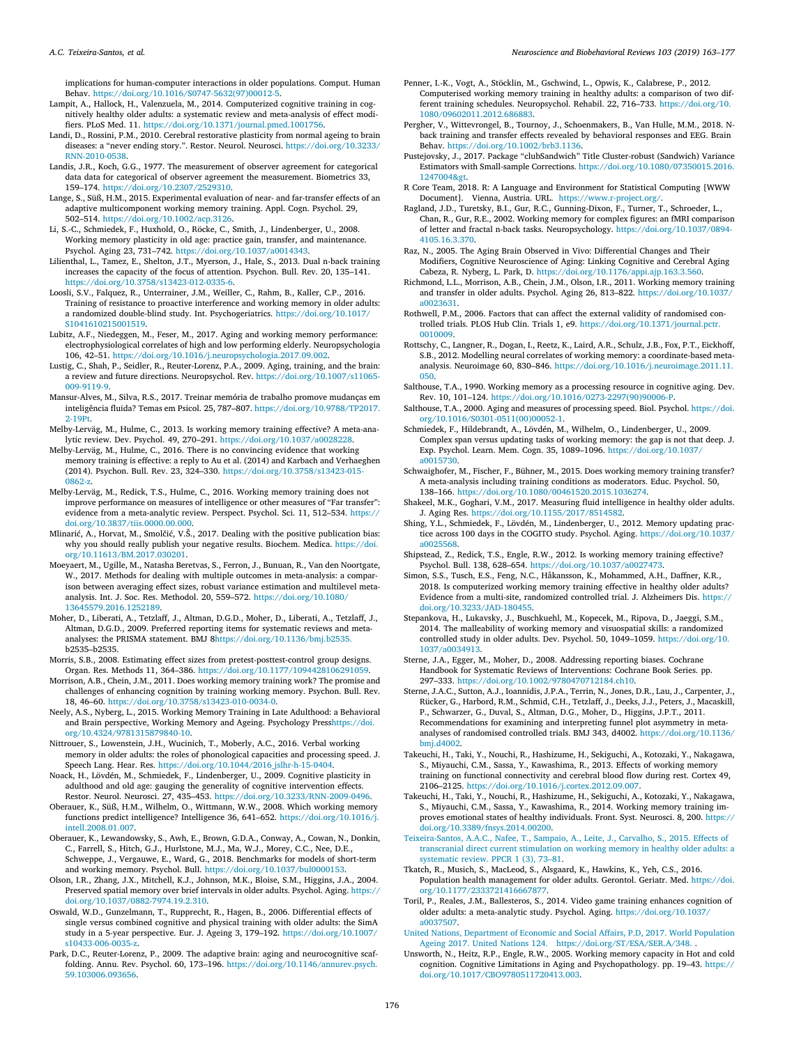implications for human-computer interactions in older populations. Comput. Human Behav. https://doi.org/10.1016/S0747-5632(97)00012-5.

Lampit, A., Hallock, H., Valenzuela, M., 2014. Computerized cognitive training in cognitively healthy older adults: a systematic review and meta-analysis of effect modifiers. PLoS Med. 11. https://doi.org/10.1371/journal.pmed.1001756.

Landi, D., Rossini, P.M., 2010. Cerebral restorative plasticity from normal ageing to brain diseases: a "never ending story.". Restor. Neurol. Neurosci. https://doi.org/10.3233/RNN-2010-0538.

Landis, J.R., Koch, G.G., 1977. The measurement of observer agreement for categorical data data for categorical of observer agreement the measurement. Biometrics 33, 159–174. https://doi.org/10.2307/2529310.

Lange, S., Süß, H.M., 2015. Experimental evaluation of near- and far-transfer effects of an adaptive multicomponent working memory training. Appl. Cogn. Psychol. 29, 502–514. https://doi.org/10.1002/acp.3126.

Li, S.-C., Schmiedek, F., Huxhold, O., Röcke, C., Smith, J., Lindenberger, U., 2008. Working memory plasticity in old age: practice gain, transfer, and maintenance. Psychol. Aging 23, 731–742. https://doi.org/10.1037/a0014343.

Lilienthal, L., Tamez, E., Shelton, J.T., Myerson, J., Hale, S., 2013. Dual n-back training increases the capacity of the focus of attention. Psychon. Bull. Rev. 20, 135–141. https://doi.org/10.3758/s13423-012-0335-6.

Loosli, S.V., Falquez, R., Unterrainer, J.M., Weiller, C., Rahm, B., Kaller, C.P., 2016. Training of resistance to proactive interference and working memory in older adults: a randomized double-blind study. Int. Psychogeriatrics. https://doi.org/10.1017/S1041610215001519.

Lubitz, A.F., Niedeggen, M., Feser, M., 2017. Aging and working memory performance: electrophysiological correlates of high and low performing elderly. Neuropsychologia 106, 42–51. https://doi.org/10.1016/j.neuropsychologia.2017.09.002.

Lustig, C., Shah, P., Seidler, R., Reuter-Lorenz, P.A., 2009. Aging, training, and the brain: a review and future directions. Neuropsychol. Rev. https://doi.org/10.1007/s11065-009-9119-9.

Mansur-Alves, M., Silva, R.S., 2017. Treinar memória de trabalho promove mudanças em inteligência fluida? Temas em Psicol. 25, 787–807. https://doi.org/10.9788/TP2017.2-19Pt.

Melby-Lervåg, M., Hulme, C., 2013. Is working memory training effective? A meta-analytic review. Dev. Psychol. 49, 270–291. https://doi.org/10.1037/a0028228.

Melby-Lervåg, M., Hulme, C., 2016. There is no convincing evidence that working memory training is effective: a reply to Au et al. (2014) and Karbach and Verhaeghen (2014). Psychon. Bull. Rev. 23, 324–330. https://doi.org/10.3758/s13423-015-0862-z.

Melby-Lervåg, M., Redick, T.S., Hulme, C., 2016. Working memory training does not improve performance on measures of intelligence or other measures of "Far transfer": evidence from a meta-analytic review. Perspect. Psychol. Sci. 11, 512–534. https://doi.org/10.3837/tiis.0000.00.000.

Mlinarić, A., Horvat, M., Smolčić, V.Š., 2017. Dealing with the positive publication bias: why you should really publish your negative results. Biochem. Medica. https://doi.org/10.11613/BM.2017.030201.

Moeyaert, M., Ugille, M., Natasha Beretvas, S., Ferron, J., Bunuan, R., Van den Noortgate, W., 2017. Methods for dealing with multiple outcomes in meta-analysis: a comparison between averaging effect sizes, robust variance estimation and multilevel meta-analysis. Int. J. Soc. Res. Methodol. 20, 559–572. https://doi.org/10.1080/13645579.2016.1252189.

Moher, D., Liberati, A., Tetzlaff, J., Altman, D.G.D., Moher, D., Liberati, A., Tetzlaff, J., Altman, D.G.D., 2009. Preferred reporting items for systematic reviews and meta-analyses: the PRISMA statement. BMJ 8https://doi.org/10.1136/bmj.b2535. b2535–b2535.

Morris, S.B., 2008. Estimating effect sizes from pretest-posttest-control group designs. Organ. Res. Methods 11, 364–386. https://doi.org/10.1177/1094428106291059.

Morrison, A.B., Chein, J.M., 2011. Does working memory training work? The promise and challenges of enhancing cognition by training working memory. Psychon. Bull. Rev. 18, 46–60. https://doi.org/10.3758/s13423-010-0034-0.

Neely, A.S., Nyberg, L., 2015. Working Memory Training in Late Adulthood: a Behavioral and Brain perspective, Working Memory and Ageing. Psychology Presshttps://doi.org/10.4324/9781315879840-10.

Nittrouer, S., Lowenstein, J.H., Wucinich, T., Moberly, A.C., 2016. Verbal working memory in older adults: the roles of phonological capacities and processing speed. J. Speech Lang. Hear. Res. https://doi.org/10.1044/2016_jslhr-h-15-0404.

Noack, H., Lövdén, M., Schmiedek, F., Lindenberger, U., 2009. Cognitive plasticity in adulthood and old age: gauging the generality of cognitive intervention effects. Restor. Neurol. Neurosci. 27, 435–453. https://doi.org/10.3233/RNN-2009-0496.

Oberauer, K., Süß, H.M., Wilhelm, O., Wittmann, W.W., 2008. Which working memory functions predict intelligence? Intelligence 36, 641–652. https://doi.org/10.1016/j.intell.2008.01.007.

Oberauer, K., Lewandowsky, S., Awh, E., Brown, G.D.A., Conway, A., Cowan, N., Donkin, C., Farrell, S., Hitch, G.J., Hurlstone, M.J., Ma, W.J., Morey, C.C., Nee, D.E., Schweppe, J., Vergauwe, E., Ward, G., 2018. Benchmarks for models of short-term and working memory. Psychol. Bull. https://doi.org/10.1037/bul0000153.

Olson, I.R., Zhang, J.X., Mitchell, K.J., Johnson, M.K., Bloise, S.M., Higgins, J.A., 2004. Preserved spatial memory over brief intervals in older adults. Psychol. Aging. https://doi.org/10.1037/0882-7974.19.2.310.

Oswald, W.D., Gunzelmann, T., Rupprecht, R., Hagen, B., 2006. Differential effects of single versus combined cognitive and physical training with older adults: the SimA study in a 5-year perspective. Eur. J. Ageing 3, 179–192. https://doi.org/10.1007/s10433-006-0035-z.

Park, D.C., Reuter-Lorenz, P., 2009. The adaptive brain: aging and neurocognitive scaffolding. Annu. Rev. Psychol. 60, 173–196. https://doi.org/10.1146/annurev.psych.59.103006.093656.

Penner, I.-K., Vogt, A., Stöcklin, M., Gschwind, L., Opwis, K., Calabrese, P., 2012. Computerised working memory training in healthy adults: a comparison of two different training schedules. Neuropsychol. Rehabil. 22, 716–733. https://doi.org/10.1080/09602011.2012.686883.

Pergher, V., Wittevrongel, B., Tournoy, J., Schoenmakers, B., Van Hulle, M.M., 2018. N-back training and transfer effects revealed by behavioral responses and EEG. Brain Behav. https://doi.org/10.1002/brb3.1136.

Pustejovsky, J., 2017. Package "clubSandwich" Title Cluster-robust (Sandwich) Variance Estimators with Small-sample Corrections. https://doi.org/10.1080/07350015.2016.1247004&gt.

R Core Team, 2018. R: A Language and Environment for Statistical Computing [WWW Document]. Vienna, Austria. URL. https://www.r-project.org/.

Ragland, J.D., Turetsky, B.I., Gur, R.C., Gunning-Dixon, F., Turner, T., Schroeder, L., Chan, R., Gur, R.E., 2002. Working memory for complex figures: an fMRI comparison of letter and fractal n-back tasks. Neuropsychology. https://doi.org/10.1037/0894-4105.16.3.370.

Raz, N., 2005. The Aging Brain Observed in Vivo: Differential Changes and Their Modifiers, Cognitive Neuroscience of Aging: Linking Cognitive and Cerebral Aging Cabeza, R. Nyberg, L. Park, D. https://doi.org/10.1176/appi.ajp.163.3.560.

Richmond, L.L., Morrison, A.B., Chein, J.M., Olson, I.R., 2011. Working memory training and transfer in older adults. Psychol. Aging 26, 813–822. https://doi.org/10.1037/a0023631.

Rothwell, P.M., 2006. Factors that can affect the external validity of randomised controlled trials. PLOS Hub Clin. Trials 1, e9. https://doi.org/10.1371/journal.pctr.0010009.

Rottschy, C., Langner, R., Dogan, I., Reetz, K., Laird, A.R., Schulz, J.B., Fox, P.T., Eickhoff, S.B., 2012. Modelling neural correlates of working memory: a coordinate-based meta-analysis. Neuroimage 60, 830–846. https://doi.org/10.1016/j.neuroimage.2011.11.050.

Salthouse, T.A., 1990. Working memory as a processing resource in cognitive aging. Dev. Rev. 10, 101–124. https://doi.org/10.1016/0273-2297(90)90006-P.

Salthouse, T.A., 2000. Aging and measures of processing speed. Biol. Psychol. https://doi.org/10.1016/S0301-0511(00)00052-1.

Schmiedek, F., Hildebrandt, A., Lövdén, M., Wilhelm, O., Lindenberger, U., 2009. Complex span versus updating tasks of working memory: the gap is not that deep. J. Exp. Psychol. Learn. Mem. Cogn. 35, 1089–1096. https://doi.org/10.1037/a0015730.

Schwaighofer, M., Fischer, F., Bühner, M., 2015. Does working memory training transfer? A meta-analysis including training conditions as moderators. Educ. Psychol. 50, 138–166. https://doi.org/10.1080/00461520.2015.1036274.

Shakeel, M.K., Goghari, V.M., 2017. Measuring fluid intelligence in healthy older adults. J. Aging Res. https://doi.org/10.1155/2017/8514582.

Shing, Y.L., Schmiedek, F., Lövdén, M., Lindenberger, U., 2012. Memory updating practice across 100 days in the COGITO study. Psychol. Aging. https://doi.org/10.1037/a0025568.

Shipstead, Z., Redick, T.S., Engle, R.W., 2012. Is working memory training effective? Psychol. Bull. 138, 628–654. https://doi.org/10.1037/a0027473.

Simon, S.S., Tusch, E.S., Feng, N.C., Håkansson, K., Mohammed, A.H., Daffner, K.R., 2018. Is computerized working memory training effective in healthy older adults? Evidence from a multi-site, randomized controlled trial. J. Alzheimers Dis. https://doi.org/10.3233/JAD-180455.

Stepankova, H., Lukavsky, J., Buschkuehl, M., Kopecek, M., Ripova, D., Jaeggi, S.M., 2014. The malleability of working memory and visuospatial skills: a randomized controlled study in older adults. Dev. Psychol. 50, 1049–1059. https://doi.org/10.1037/a0034913.

Sterne, J.A., Egger, M., Moher, D., 2008. Addressing reporting biases. Cochrane Handbook for Systematic Reviews of Interventions: Cochrane Book Series. pp. 297–333. https://doi.org/10.1002/9780470712184.ch10.

Sterne, J.A.C., Sutton, A.J., Ioannidis, J.P.A., Terrin, N., Jones, D.R., Lau, J., Carpenter, J., Rücker, G., Harbord, R.M., Schmid, C.H., Tetzlaff, J., Deeks, J.J., Peters, J., Macaskill, P., Schwarzer, G., Duval, S., Altman, D.G., Moher, D., Higgins, J.P.T., 2011. Recommendations for examining and interpreting funnel plot asymmetry in meta-analyses of randomised controlled trials. BMJ 343, d4002. https://doi.org/10.1136/bmj.d4002.

Takeuchi, H., Taki, Y., Nouchi, R., Hashizume, H., Sekiguchi, A., Kotozaki, Y., Nakagawa, S., Miyauchi, C.M., Sassa, Y., Kawashima, R., 2013. Effects of working memory training on functional connectivity and cerebral blood flow during rest. Cortex 49, 2106–2125. https://doi.org/10.1016/j.cortex.2012.09.007.

Takeuchi, H., Taki, Y., Nouchi, R., Hashizume, H., Sekiguchi, A., Kotozaki, Y., Nakagawa, S., Miyauchi, C.M., Sassa, Y., Kawashima, R., 2014. Working memory training improves emotional states of healthy individuals. Front. Syst. Neurosci. 8, 200. https://doi.org/10.3389/fnsys.2014.00200.

Teixeira-Santos, A.A.C., Nafee, T., Sampaio, A., Leite, J., Carvalho, S., 2015. Effects of transcranial direct current stimulation on working memory in healthy older adults: a systematic review. PPCR 1 (3), 73–81.

Tkatch, R., Musich, S., MacLeod, S., Alsgaard, K., Hawkins, K., Yeh, C.S., 2016. Population health management for older adults. Gerontol. Geriatr. Med. https://doi.org/10.1177/2333721416667877.

Toril, P., Reales, J.M., Ballesteros, S., 2014. Video game training enhances cognition of older adults: a meta-analytic study. Psychol. Aging. https://doi.org/10.1037/a0037507.

United Nations, Department of Economic and Social Affairs, P.D, 2017. World Population Ageing 2017. United Nations 124. https://doi.org/ST/ESA/SER.A/348. .

Unsworth, N., Heitz, R.P., Engle, R.W., 2005. Working memory capacity in Hot and cold cognition. Cognitive Limitations in Aging and Psychopathology. pp. 19–43. https://doi.org/10.1017/CBO9780511720413.003.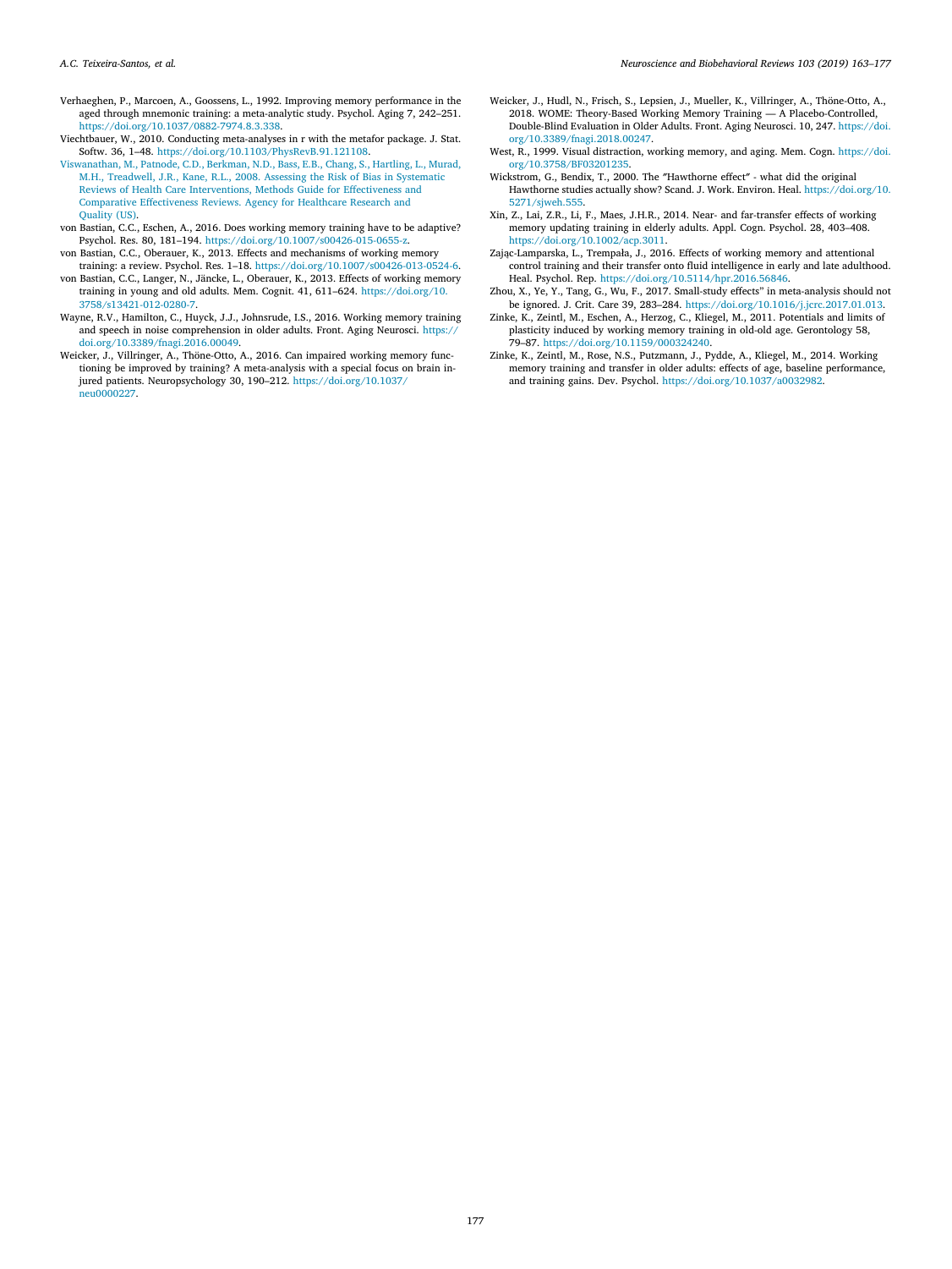Verhaeghen, P., Marcoen, A., Goossens, L., 1992. Improving memory performance in the aged through mnemonic training: a meta-analytic study. Psychol. Aging 7, 242–251. https://doi.org/10.1037/0882-7974.8.3.338.

Viechtbauer, W., 2010. Conducting meta-analyses in r with the metafor package. J. Stat. Softw. 36, 1–48. https://doi.org/10.1103/PhysRevB.91.121108.

Viswanathan, M., Patnode, C.D., Berkman, N.D., Bass, E.B., Chang, S., Hartling, L., Murad, M.H., Treadwell, J.R., Kane, R.L., 2008. Assessing the Risk of Bias in Systematic Reviews of Health Care Interventions, Methods Guide for Effectiveness and Comparative Effectiveness Reviews. Agency for Healthcare Research and Quality (US).

von Bastian, C.C., Eschen, A., 2016. Does working memory training have to be adaptive? Psychol. Res. 80, 181–194. https://doi.org/10.1007/s00426-015-0655-z.

von Bastian, C.C., Oberauer, K., 2013. Effects and mechanisms of working memory training: a review. Psychol. Res. 1–18. https://doi.org/10.1007/s00426-013-0524-6.

von Bastian, C.C., Langer, N., Jäncke, L., Oberauer, K., 2013. Effects of working memory training in young and old adults. Mem. Cognit. 41, 611–624. https://doi.org/10.3758/s13421-012-0280-7.

Wayne, R.V., Hamilton, C., Huyck, J.J., Johnsrude, I.S., 2016. Working memory training and speech in noise comprehension in older adults. Front. Aging Neurosci. https://doi.org/10.3389/fnagi.2016.00049.

Weicker, J., Villringer, A., Thöne-Otto, A., 2016. Can impaired working memory functioning be improved by training? A meta-analysis with a special focus on brain injured patients. Neuropsychology 30, 190–212. https://doi.org/10.1037/neu0000227.

Weicker, J., Hudl, N., Frisch, S., Lepsien, J., Mueller, K., Villringer, A., Thöne-Otto, A., 2018. WOME: Theory-Based Working Memory Training — A Placebo-Controlled, Double-Blind Evaluation in Older Adults. Front. Aging Neurosci. 10, 247. https://doi.org/10.3389/fnagi.2018.00247.

West, R., 1999. Visual distraction, working memory, and aging. Mem. Cogn. https://doi.org/10.3758/BF03201235.

Wickstrom, G., Bendix, T., 2000. The "Hawthorne effect" - what did the original Hawthorne studies actually show? Scand. J. Work. Environ. Heal. https://doi.org/10.5271/sjweh.555.

Xin, Z., Lai, Z.R., Li, F., Maes, J.H.R., 2014. Near- and far-transfer effects of working memory updating training in elderly adults. Appl. Cogn. Psychol. 28, 403–408. https://doi.org/10.1002/acp.3011.

Zając-Lamparska, L., Trempała, J., 2016. Effects of working memory and attentional control training and their transfer onto fluid intelligence in early and late adulthood. Heal. Psychol. Rep. https://doi.org/10.5114/hpr.2016.56846.

Zhou, X., Ye, Y., Tang, G., Wu, F., 2017. Small-study effects" in meta-analysis should not be ignored. J. Crit. Care 39, 283–284. https://doi.org/10.1016/j.jcrc.2017.01.013.

Zinke, K., Zeintl, M., Eschen, A., Herzog, C., Kliegel, M., 2011. Potentials and limits of plasticity induced by working memory training in old-old age. Gerontology 58, 79–87. https://doi.org/10.1159/000324240.

Zinke, K., Zeintl, M., Rose, N.S., Putzmann, J., Pydde, A., Kliegel, M., 2014. Working memory training and transfer in older adults: effects of age, baseline performance, and training gains. Dev. Psychol. https://doi.org/10.1037/a0032982.